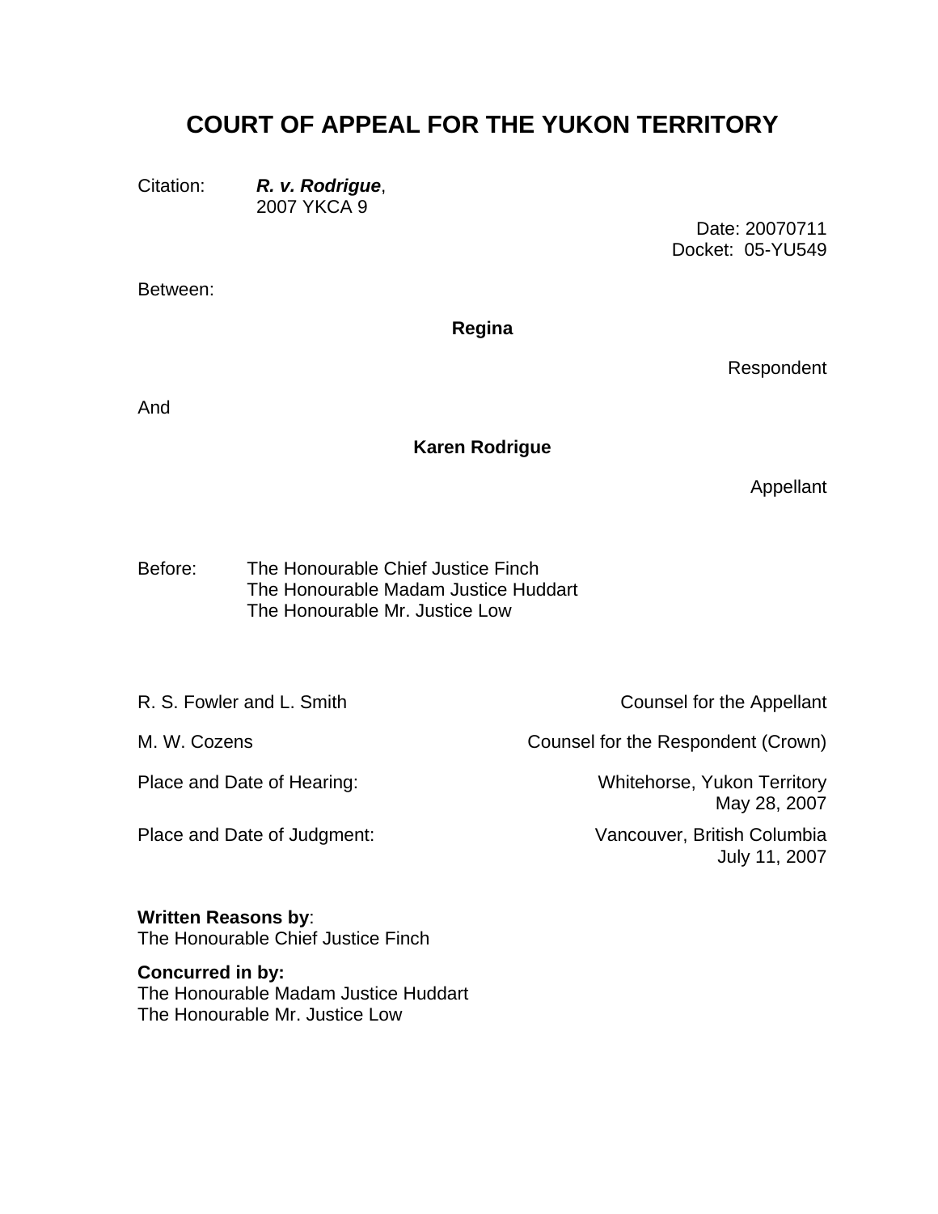# COURT OF APPEAL FOR THE YUKON TERRITORY

Citation: ***R. v. Rodrigue***,
2007 YKCA 9

Date: 20070711
Docket: 05-YU549

Between:

**Regina**

Respondent

And

**Karen Rodrigue**

Appellant

Before: The Honourable Chief Justice Finch
The Honourable Madam Justice Huddart
The Honourable Mr. Justice Low

| | |
|---|---|
| R. S. Fowler and L. Smith | Counsel for the Appellant |
| M. W. Cozens | Counsel for the Respondent (Crown) |
| Place and Date of Hearing: | Whitehorse, Yukon Territory<br>May 28, 2007 |
| Place and Date of Judgment: | Vancouver, British Columbia<br>July 11, 2007 |

**Written Reasons by**:
The Honourable Chief Justice Finch

**Concurred in by:**
The Honourable Madam Justice Huddart
The Honourable Mr. Justice Low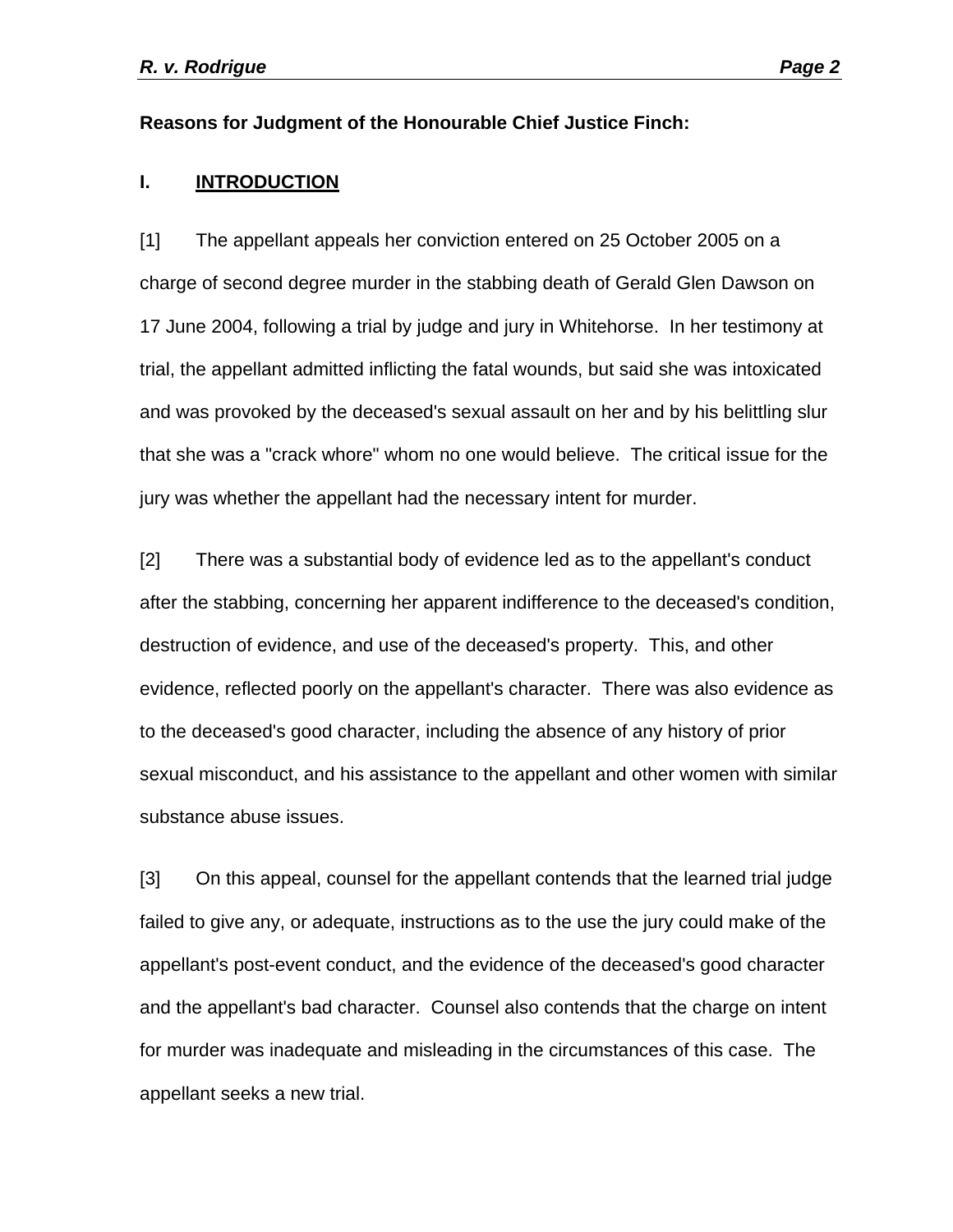**Reasons for Judgment of the Honourable Chief Justice Finch:**

## I. INTRODUCTION

[1] The appellant appeals her conviction entered on 25 October 2005 on a charge of second degree murder in the stabbing death of Gerald Glen Dawson on 17 June 2004, following a trial by judge and jury in Whitehorse. In her testimony at trial, the appellant admitted inflicting the fatal wounds, but said she was intoxicated and was provoked by the deceased's sexual assault on her and by his belittling slur that she was a "crack whore" whom no one would believe. The critical issue for the jury was whether the appellant had the necessary intent for murder.

[2] There was a substantial body of evidence led as to the appellant's conduct after the stabbing, concerning her apparent indifference to the deceased's condition, destruction of evidence, and use of the deceased's property. This, and other evidence, reflected poorly on the appellant's character. There was also evidence as to the deceased's good character, including the absence of any history of prior sexual misconduct, and his assistance to the appellant and other women with similar substance abuse issues.

[3] On this appeal, counsel for the appellant contends that the learned trial judge failed to give any, or adequate, instructions as to the use the jury could make of the appellant's post-event conduct, and the evidence of the deceased's good character and the appellant's bad character. Counsel also contends that the charge on intent for murder was inadequate and misleading in the circumstances of this case. The appellant seeks a new trial.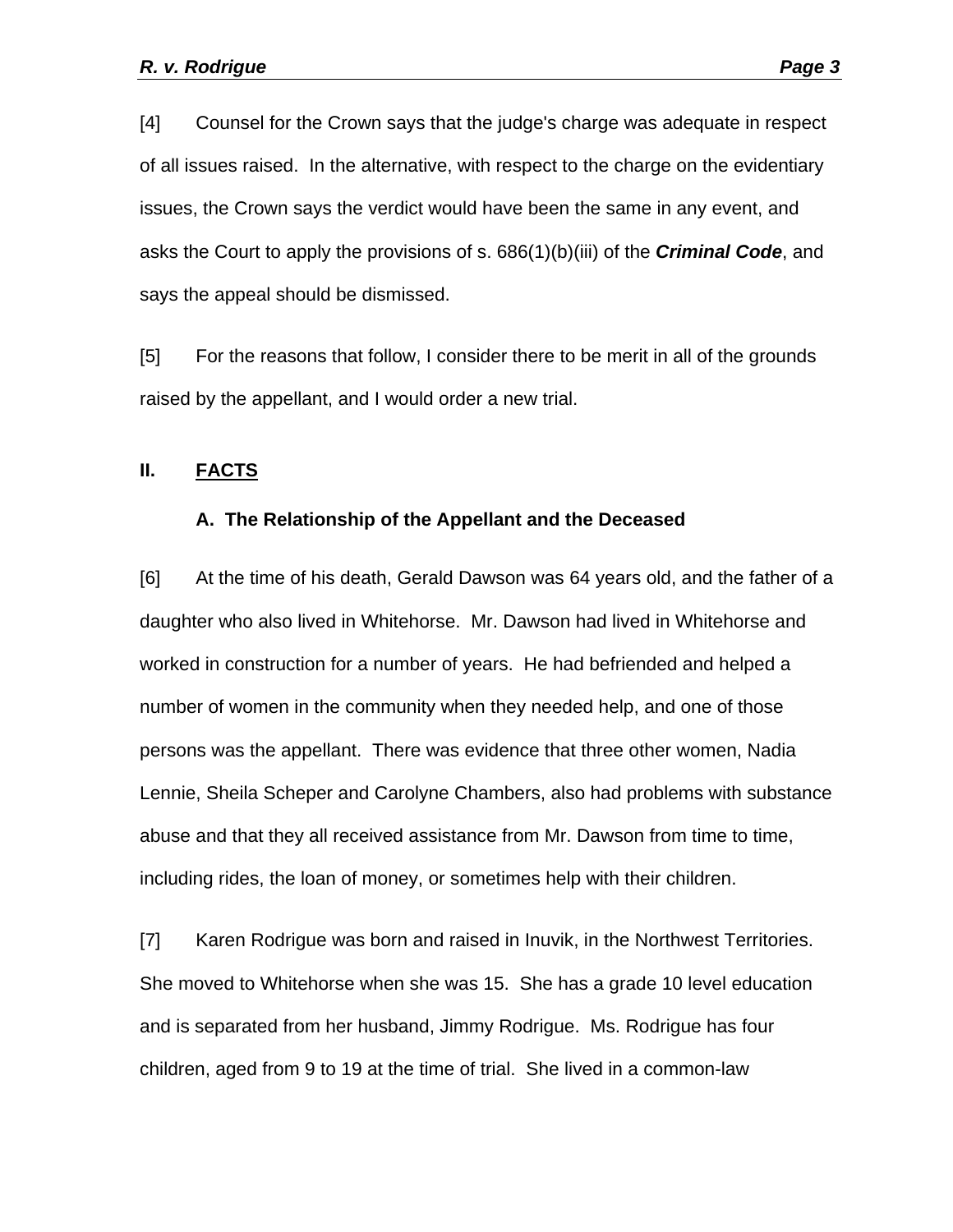[4] Counsel for the Crown says that the judge's charge was adequate in respect of all issues raised. In the alternative, with respect to the charge on the evidentiary issues, the Crown says the verdict would have been the same in any event, and asks the Court to apply the provisions of s. 686(1)(b)(iii) of the ***Criminal Code***, and says the appeal should be dismissed.

[5] For the reasons that follow, I consider there to be merit in all of the grounds raised by the appellant, and I would order a new trial.

## II. FACTS

### A. The Relationship of the Appellant and the Deceased

[6] At the time of his death, Gerald Dawson was 64 years old, and the father of a daughter who also lived in Whitehorse. Mr. Dawson had lived in Whitehorse and worked in construction for a number of years. He had befriended and helped a number of women in the community when they needed help, and one of those persons was the appellant. There was evidence that three other women, Nadia Lennie, Sheila Scheper and Carolyne Chambers, also had problems with substance abuse and that they all received assistance from Mr. Dawson from time to time, including rides, the loan of money, or sometimes help with their children.

[7] Karen Rodrigue was born and raised in Inuvik, in the Northwest Territories. She moved to Whitehorse when she was 15. She has a grade 10 level education and is separated from her husband, Jimmy Rodrigue. Ms. Rodrigue has four children, aged from 9 to 19 at the time of trial. She lived in a common-law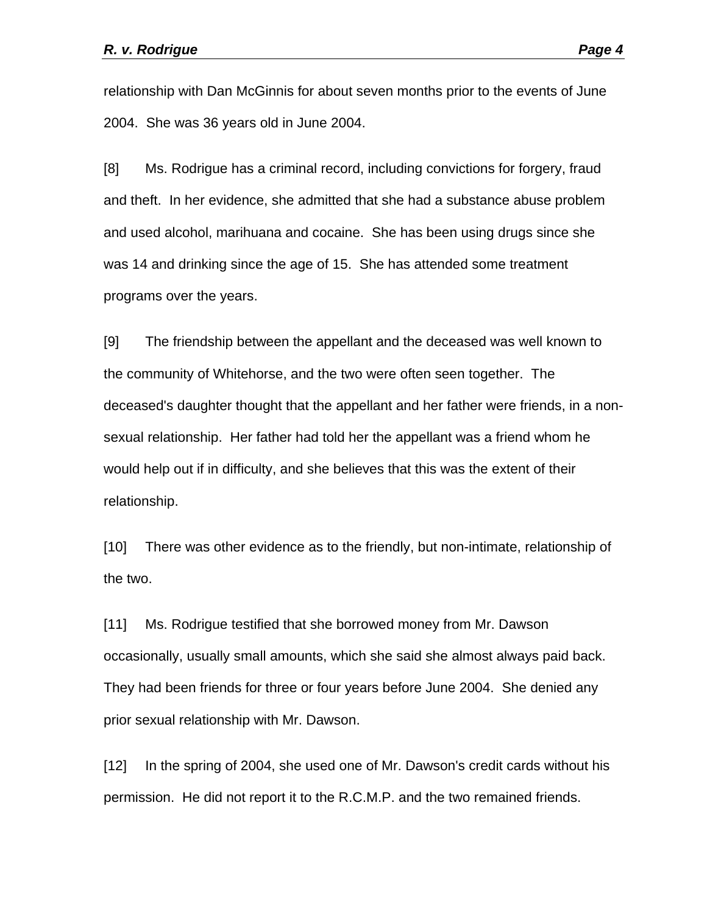relationship with Dan McGinnis for about seven months prior to the events of June 2004. She was 36 years old in June 2004.

[8] Ms. Rodrigue has a criminal record, including convictions for forgery, fraud and theft. In her evidence, she admitted that she had a substance abuse problem and used alcohol, marihuana and cocaine. She has been using drugs since she was 14 and drinking since the age of 15. She has attended some treatment programs over the years.

[9] The friendship between the appellant and the deceased was well known to the community of Whitehorse, and the two were often seen together. The deceased's daughter thought that the appellant and her father were friends, in a non-sexual relationship. Her father had told her the appellant was a friend whom he would help out if in difficulty, and she believes that this was the extent of their relationship.

[10] There was other evidence as to the friendly, but non-intimate, relationship of the two.

[11] Ms. Rodrigue testified that she borrowed money from Mr. Dawson occasionally, usually small amounts, which she said she almost always paid back. They had been friends for three or four years before June 2004. She denied any prior sexual relationship with Mr. Dawson.

[12] In the spring of 2004, she used one of Mr. Dawson's credit cards without his permission. He did not report it to the R.C.M.P. and the two remained friends.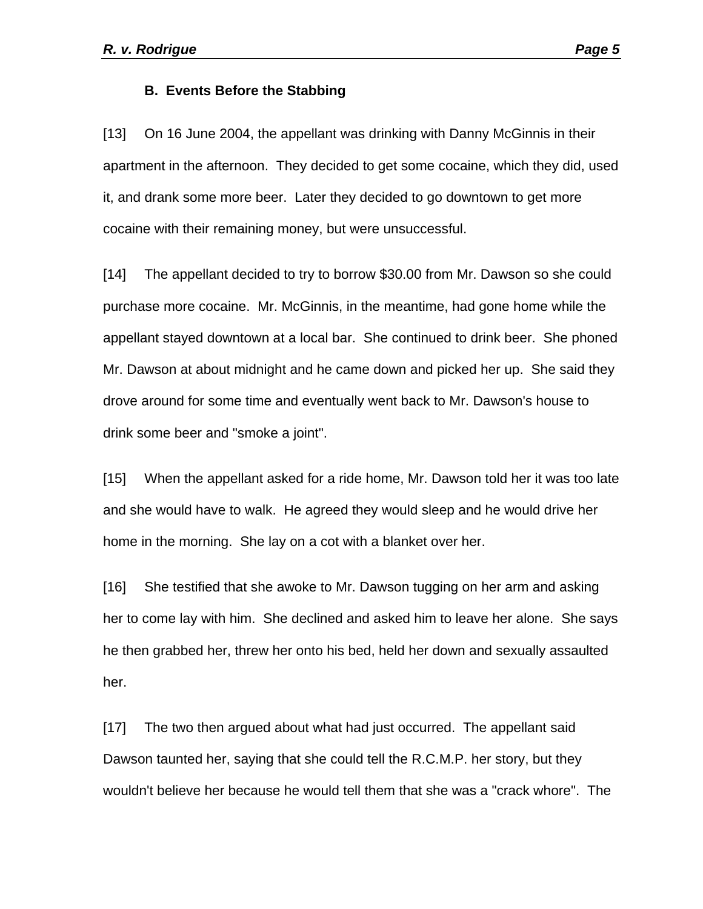### B. Events Before the Stabbing

[13] On 16 June 2004, the appellant was drinking with Danny McGinnis in their apartment in the afternoon. They decided to get some cocaine, which they did, used it, and drank some more beer. Later they decided to go downtown to get more cocaine with their remaining money, but were unsuccessful.

[14] The appellant decided to try to borrow $30.00 from Mr. Dawson so she could purchase more cocaine. Mr. McGinnis, in the meantime, had gone home while the appellant stayed downtown at a local bar. She continued to drink beer. She phoned Mr. Dawson at about midnight and he came down and picked her up. She said they drove around for some time and eventually went back to Mr. Dawson's house to drink some beer and "smoke a joint".

[15] When the appellant asked for a ride home, Mr. Dawson told her it was too late and she would have to walk. He agreed they would sleep and he would drive her home in the morning. She lay on a cot with a blanket over her.

[16] She testified that she awoke to Mr. Dawson tugging on her arm and asking her to come lay with him. She declined and asked him to leave her alone. She says he then grabbed her, threw her onto his bed, held her down and sexually assaulted her.

[17] The two then argued about what had just occurred. The appellant said Dawson taunted her, saying that she could tell the R.C.M.P. her story, but they wouldn't believe her because he would tell them that she was a "crack whore". The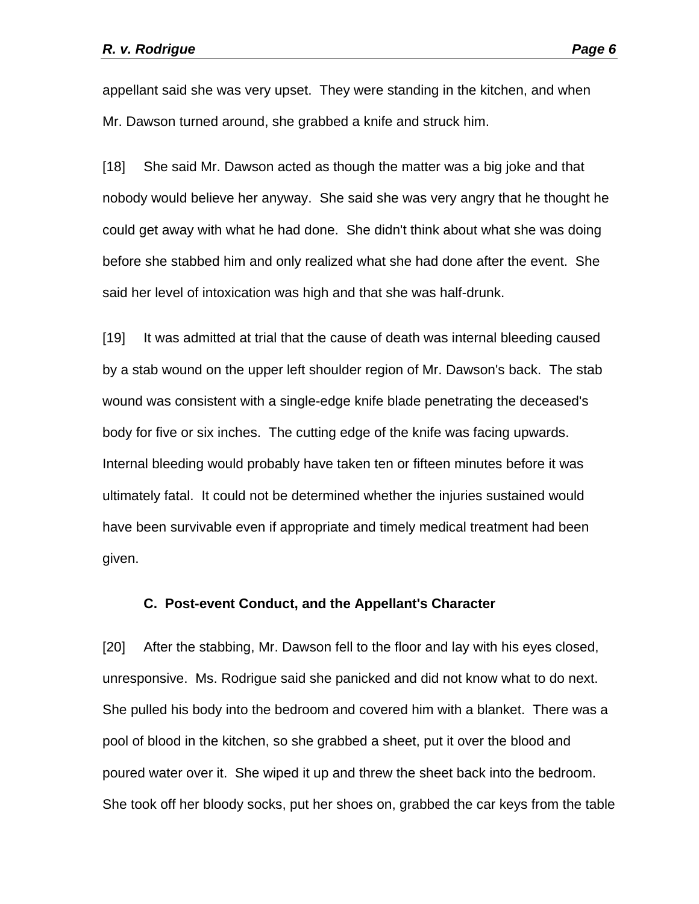appellant said she was very upset. They were standing in the kitchen, and when Mr. Dawson turned around, she grabbed a knife and struck him.

[18] She said Mr. Dawson acted as though the matter was a big joke and that nobody would believe her anyway. She said she was very angry that he thought he could get away with what he had done. She didn't think about what she was doing before she stabbed him and only realized what she had done after the event. She said her level of intoxication was high and that she was half-drunk.

[19] It was admitted at trial that the cause of death was internal bleeding caused by a stab wound on the upper left shoulder region of Mr. Dawson's back. The stab wound was consistent with a single-edge knife blade penetrating the deceased's body for five or six inches. The cutting edge of the knife was facing upwards. Internal bleeding would probably have taken ten or fifteen minutes before it was ultimately fatal. It could not be determined whether the injuries sustained would have been survivable even if appropriate and timely medical treatment had been given.

### C. Post-event Conduct, and the Appellant's Character

[20] After the stabbing, Mr. Dawson fell to the floor and lay with his eyes closed, unresponsive. Ms. Rodrigue said she panicked and did not know what to do next. She pulled his body into the bedroom and covered him with a blanket. There was a pool of blood in the kitchen, so she grabbed a sheet, put it over the blood and poured water over it. She wiped it up and threw the sheet back into the bedroom. She took off her bloody socks, put her shoes on, grabbed the car keys from the table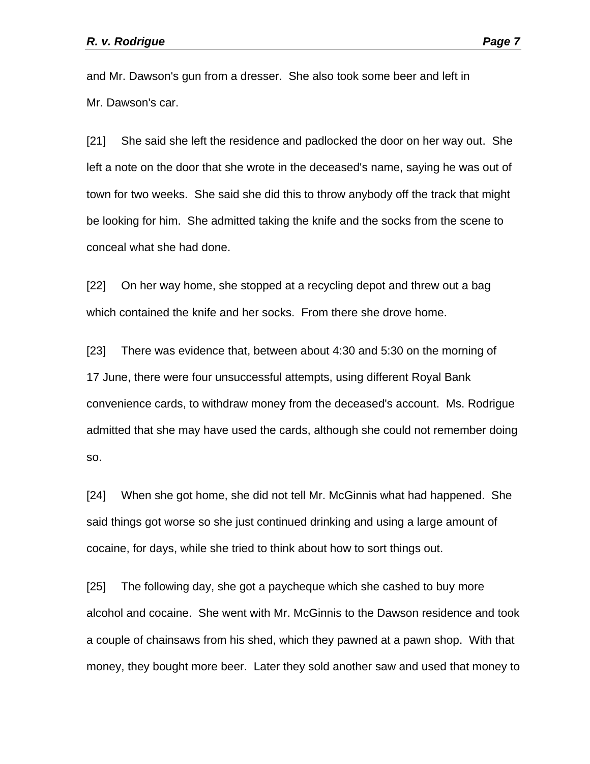and Mr. Dawson's gun from a dresser. She also took some beer and left in Mr. Dawson's car.

[21] She said she left the residence and padlocked the door on her way out. She left a note on the door that she wrote in the deceased's name, saying he was out of town for two weeks. She said she did this to throw anybody off the track that might be looking for him. She admitted taking the knife and the socks from the scene to conceal what she had done.

[22] On her way home, she stopped at a recycling depot and threw out a bag which contained the knife and her socks. From there she drove home.

[23] There was evidence that, between about 4:30 and 5:30 on the morning of 17 June, there were four unsuccessful attempts, using different Royal Bank convenience cards, to withdraw money from the deceased's account. Ms. Rodrigue admitted that she may have used the cards, although she could not remember doing so.

[24] When she got home, she did not tell Mr. McGinnis what had happened. She said things got worse so she just continued drinking and using a large amount of cocaine, for days, while she tried to think about how to sort things out.

[25] The following day, she got a paycheque which she cashed to buy more alcohol and cocaine. She went with Mr. McGinnis to the Dawson residence and took a couple of chainsaws from his shed, which they pawned at a pawn shop. With that money, they bought more beer. Later they sold another saw and used that money to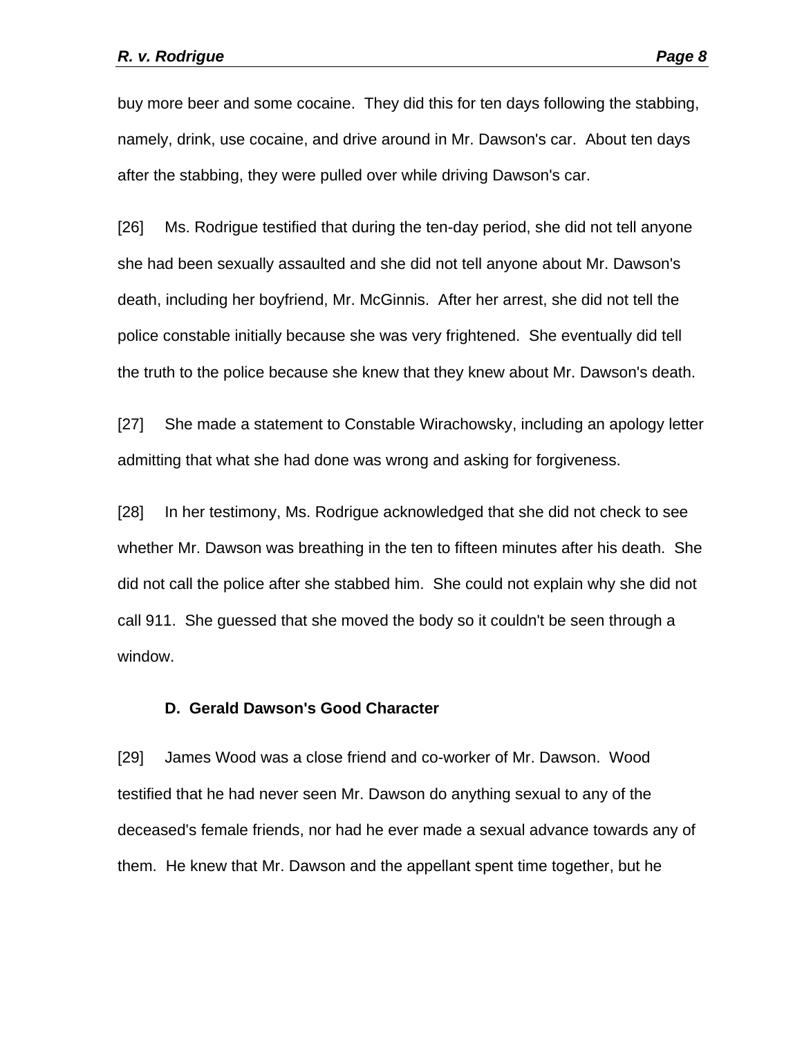buy more beer and some cocaine. They did this for ten days following the stabbing, namely, drink, use cocaine, and drive around in Mr. Dawson's car. About ten days after the stabbing, they were pulled over while driving Dawson's car.

[26] Ms. Rodrigue testified that during the ten-day period, she did not tell anyone she had been sexually assaulted and she did not tell anyone about Mr. Dawson's death, including her boyfriend, Mr. McGinnis. After her arrest, she did not tell the police constable initially because she was very frightened. She eventually did tell the truth to the police because she knew that they knew about Mr. Dawson's death.

[27] She made a statement to Constable Wirachowsky, including an apology letter admitting that what she had done was wrong and asking for forgiveness.

[28] In her testimony, Ms. Rodrigue acknowledged that she did not check to see whether Mr. Dawson was breathing in the ten to fifteen minutes after his death. She did not call the police after she stabbed him. She could not explain why she did not call 911. She guessed that she moved the body so it couldn't be seen through a window.

**D. Gerald Dawson's Good Character**

[29] James Wood was a close friend and co-worker of Mr. Dawson. Wood testified that he had never seen Mr. Dawson do anything sexual to any of the deceased's female friends, nor had he ever made a sexual advance towards any of them. He knew that Mr. Dawson and the appellant spent time together, but he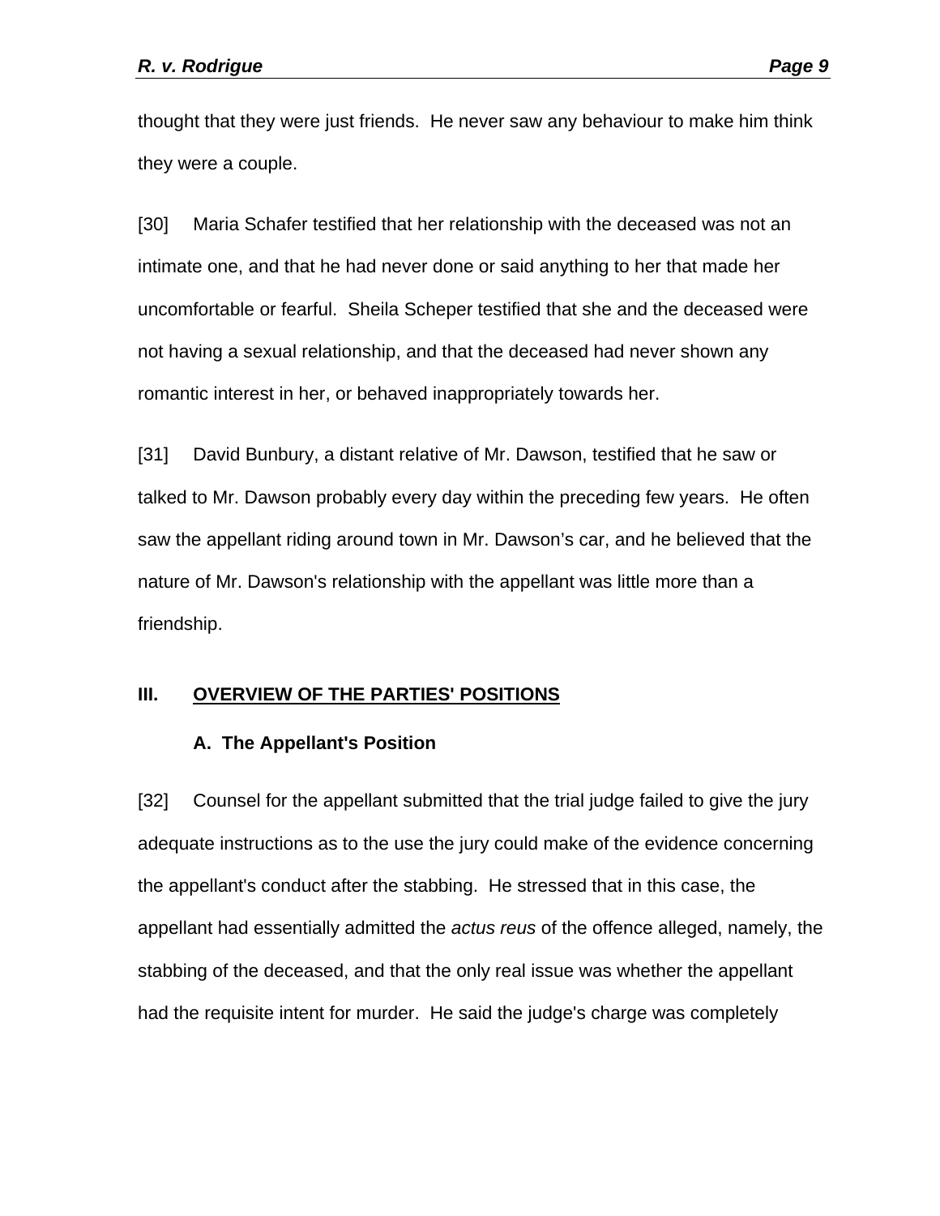thought that they were just friends. He never saw any behaviour to make him think they were a couple.

[30] Maria Schafer testified that her relationship with the deceased was not an intimate one, and that he had never done or said anything to her that made her uncomfortable or fearful. Sheila Scheper testified that she and the deceased were not having a sexual relationship, and that the deceased had never shown any romantic interest in her, or behaved inappropriately towards her.

[31] David Bunbury, a distant relative of Mr. Dawson, testified that he saw or talked to Mr. Dawson probably every day within the preceding few years. He often saw the appellant riding around town in Mr. Dawson’s car, and he believed that the nature of Mr. Dawson's relationship with the appellant was little more than a friendship.

## III. OVERVIEW OF THE PARTIES' POSITIONS

### A. The Appellant's Position

[32] Counsel for the appellant submitted that the trial judge failed to give the jury adequate instructions as to the use the jury could make of the evidence concerning the appellant's conduct after the stabbing. He stressed that in this case, the appellant had essentially admitted the *actus reus* of the offence alleged, namely, the stabbing of the deceased, and that the only real issue was whether the appellant had the requisite intent for murder. He said the judge's charge was completely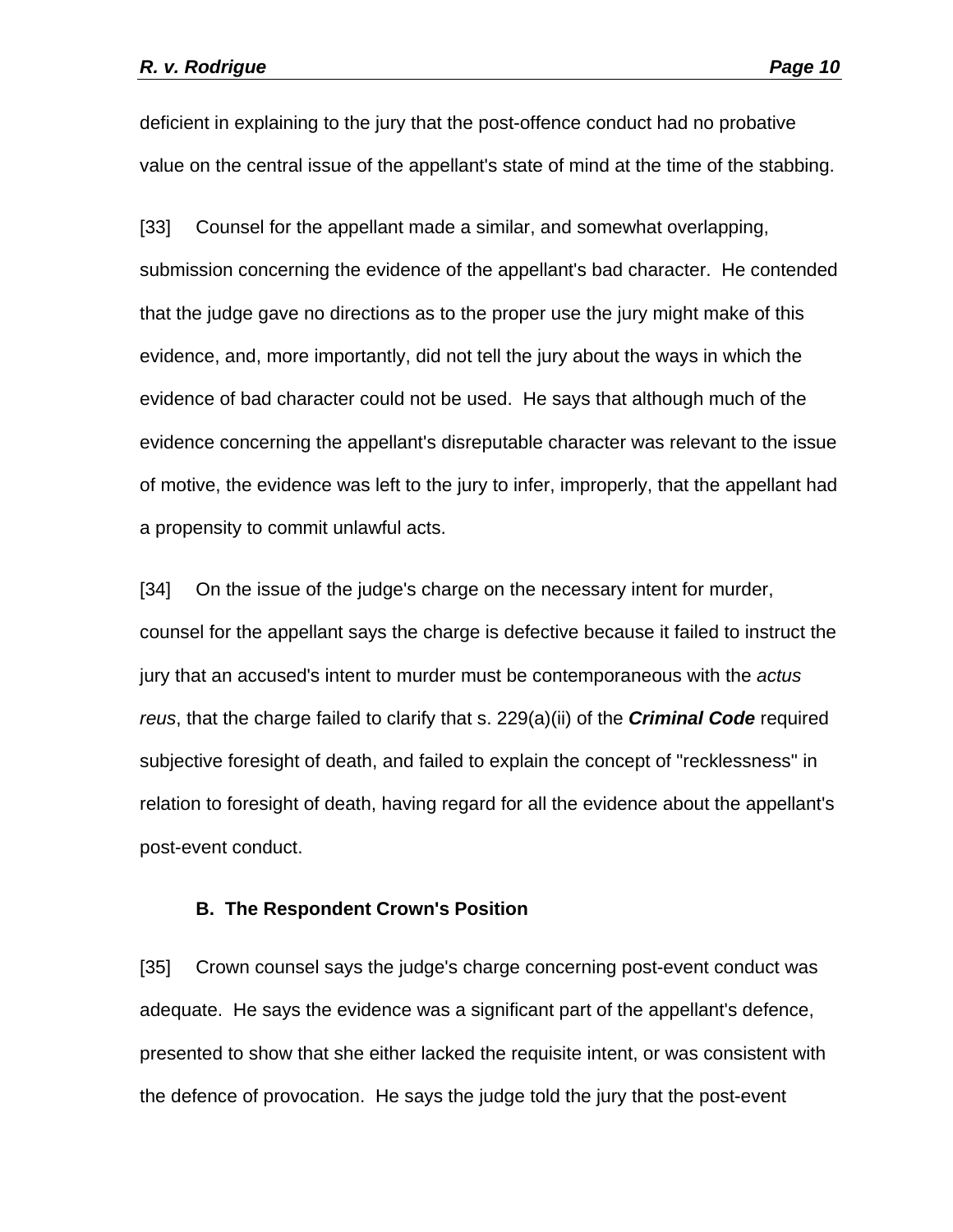deficient in explaining to the jury that the post-offence conduct had no probative value on the central issue of the appellant's state of mind at the time of the stabbing.

[33] Counsel for the appellant made a similar, and somewhat overlapping, submission concerning the evidence of the appellant's bad character. He contended that the judge gave no directions as to the proper use the jury might make of this evidence, and, more importantly, did not tell the jury about the ways in which the evidence of bad character could not be used. He says that although much of the evidence concerning the appellant's disreputable character was relevant to the issue of motive, the evidence was left to the jury to infer, improperly, that the appellant had a propensity to commit unlawful acts.

[34] On the issue of the judge's charge on the necessary intent for murder, counsel for the appellant says the charge is defective because it failed to instruct the jury that an accused's intent to murder must be contemporaneous with the *actus reus*, that the charge failed to clarify that s. 229(a)(ii) of the ***Criminal Code*** required subjective foresight of death, and failed to explain the concept of "recklessness" in relation to foresight of death, having regard for all the evidence about the appellant's post-event conduct.

### B. The Respondent Crown's Position

[35] Crown counsel says the judge's charge concerning post-event conduct was adequate. He says the evidence was a significant part of the appellant's defence, presented to show that she either lacked the requisite intent, or was consistent with the defence of provocation. He says the judge told the jury that the post-event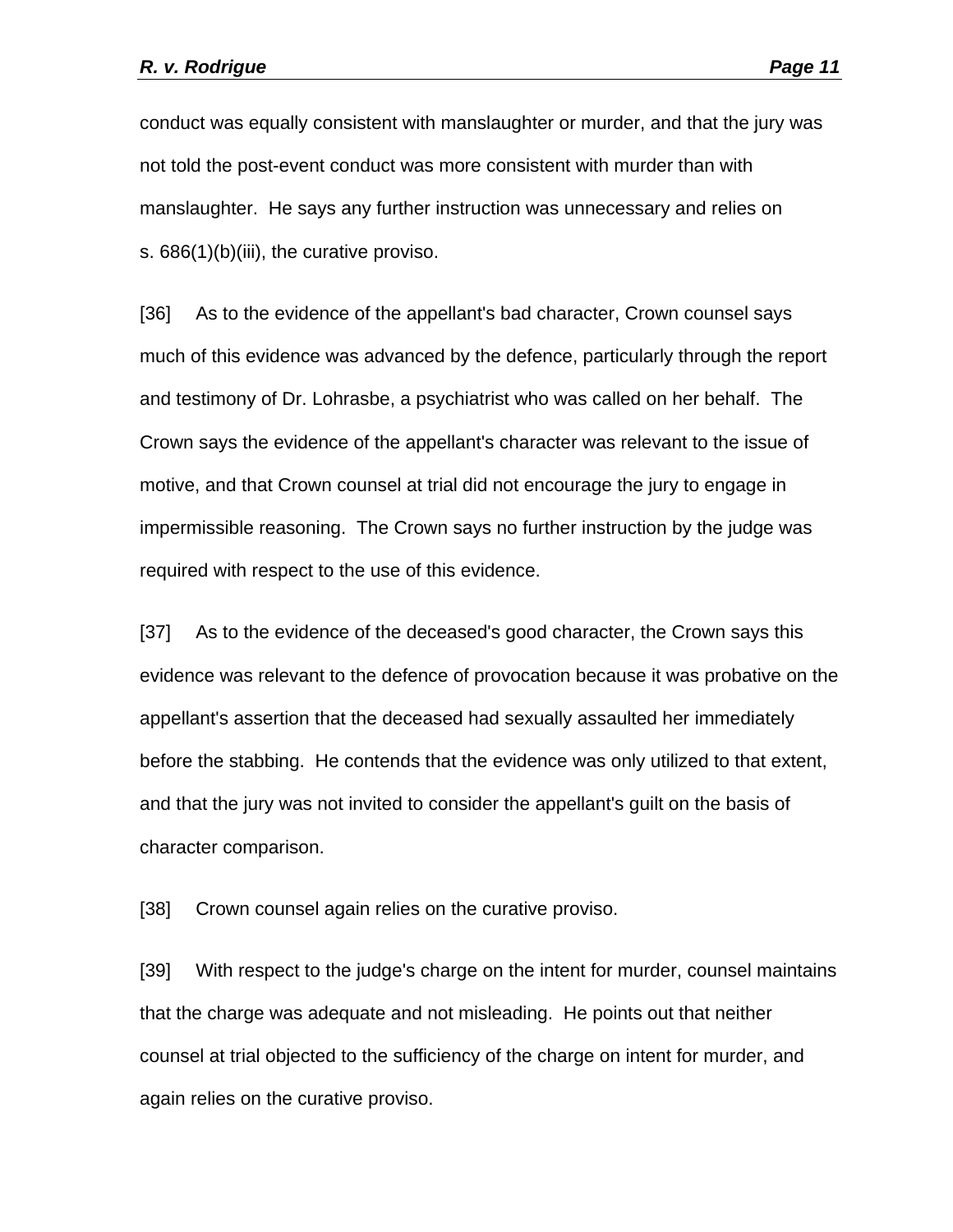conduct was equally consistent with manslaughter or murder, and that the jury was not told the post-event conduct was more consistent with murder than with manslaughter. He says any further instruction was unnecessary and relies on s. 686(1)(b)(iii), the curative proviso.

[36] As to the evidence of the appellant's bad character, Crown counsel says much of this evidence was advanced by the defence, particularly through the report and testimony of Dr. Lohrasbe, a psychiatrist who was called on her behalf. The Crown says the evidence of the appellant's character was relevant to the issue of motive, and that Crown counsel at trial did not encourage the jury to engage in impermissible reasoning. The Crown says no further instruction by the judge was required with respect to the use of this evidence.

[37] As to the evidence of the deceased's good character, the Crown says this evidence was relevant to the defence of provocation because it was probative on the appellant's assertion that the deceased had sexually assaulted her immediately before the stabbing. He contends that the evidence was only utilized to that extent, and that the jury was not invited to consider the appellant's guilt on the basis of character comparison.

[38] Crown counsel again relies on the curative proviso.

[39] With respect to the judge's charge on the intent for murder, counsel maintains that the charge was adequate and not misleading. He points out that neither counsel at trial objected to the sufficiency of the charge on intent for murder, and again relies on the curative proviso.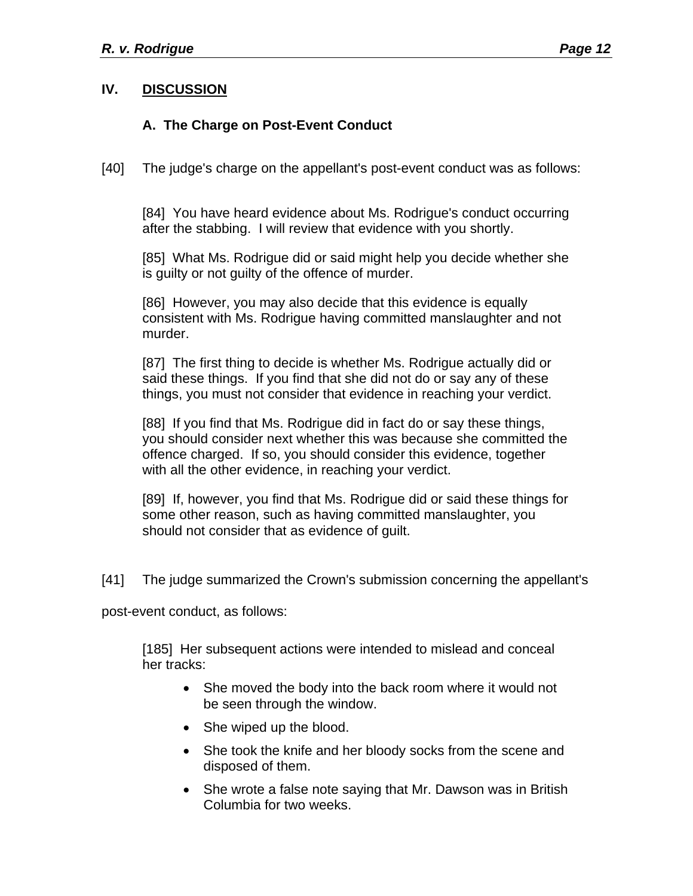## IV. DISCUSSION

### A. The Charge on Post-Event Conduct

[40] The judge's charge on the appellant's post-event conduct was as follows:

> [84] You have heard evidence about Ms. Rodrigue's conduct occurring after the stabbing. I will review that evidence with you shortly.
>
> [85] What Ms. Rodrigue did or said might help you decide whether she is guilty or not guilty of the offence of murder.
>
> [86] However, you may also decide that this evidence is equally consistent with Ms. Rodrigue having committed manslaughter and not murder.
>
> [87] The first thing to decide is whether Ms. Rodrigue actually did or said these things. If you find that she did not do or say any of these things, you must not consider that evidence in reaching your verdict.
>
> [88] If you find that Ms. Rodrigue did in fact do or say these things, you should consider next whether this was because she committed the offence charged. If so, you should consider this evidence, together with all the other evidence, in reaching your verdict.
>
> [89] If, however, you find that Ms. Rodrigue did or said these things for some other reason, such as having committed manslaughter, you should not consider that as evidence of guilt.

[41] The judge summarized the Crown's submission concerning the appellant's post-event conduct, as follows:

> [185] Her subsequent actions were intended to mislead and conceal her tracks:
>
> - She moved the body into the back room where it would not be seen through the window.
> - She wiped up the blood.
> - She took the knife and her bloody socks from the scene and disposed of them.
> - She wrote a false note saying that Mr. Dawson was in British Columbia for two weeks.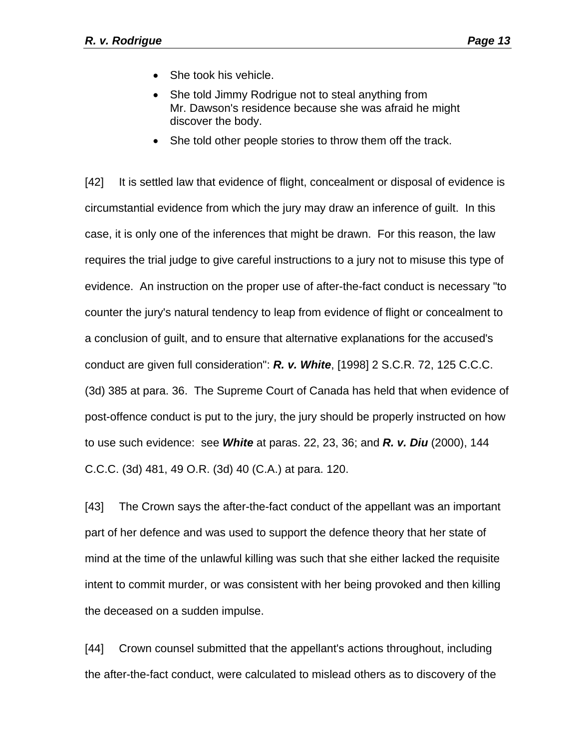- She took his vehicle.
- She told Jimmy Rodrigue not to steal anything from Mr. Dawson's residence because she was afraid he might discover the body.
- She told other people stories to throw them off the track.

[42] It is settled law that evidence of flight, concealment or disposal of evidence is circumstantial evidence from which the jury may draw an inference of guilt. In this case, it is only one of the inferences that might be drawn. For this reason, the law requires the trial judge to give careful instructions to a jury not to misuse this type of evidence. An instruction on the proper use of after-the-fact conduct is necessary "to counter the jury's natural tendency to leap from evidence of flight or concealment to a conclusion of guilt, and to ensure that alternative explanations for the accused's conduct are given full consideration": ***R. v. White***, [1998] 2 S.C.R. 72, 125 C.C.C. (3d) 385 at para. 36. The Supreme Court of Canada has held that when evidence of post-offence conduct is put to the jury, the jury should be properly instructed on how to use such evidence: see ***White*** at paras. 22, 23, 36; and ***R. v. Diu*** (2000), 144 C.C.C. (3d) 481, 49 O.R. (3d) 40 (C.A.) at para. 120.

[43] The Crown says the after-the-fact conduct of the appellant was an important part of her defence and was used to support the defence theory that her state of mind at the time of the unlawful killing was such that she either lacked the requisite intent to commit murder, or was consistent with her being provoked and then killing the deceased on a sudden impulse.

[44] Crown counsel submitted that the appellant's actions throughout, including the after-the-fact conduct, were calculated to mislead others as to discovery of the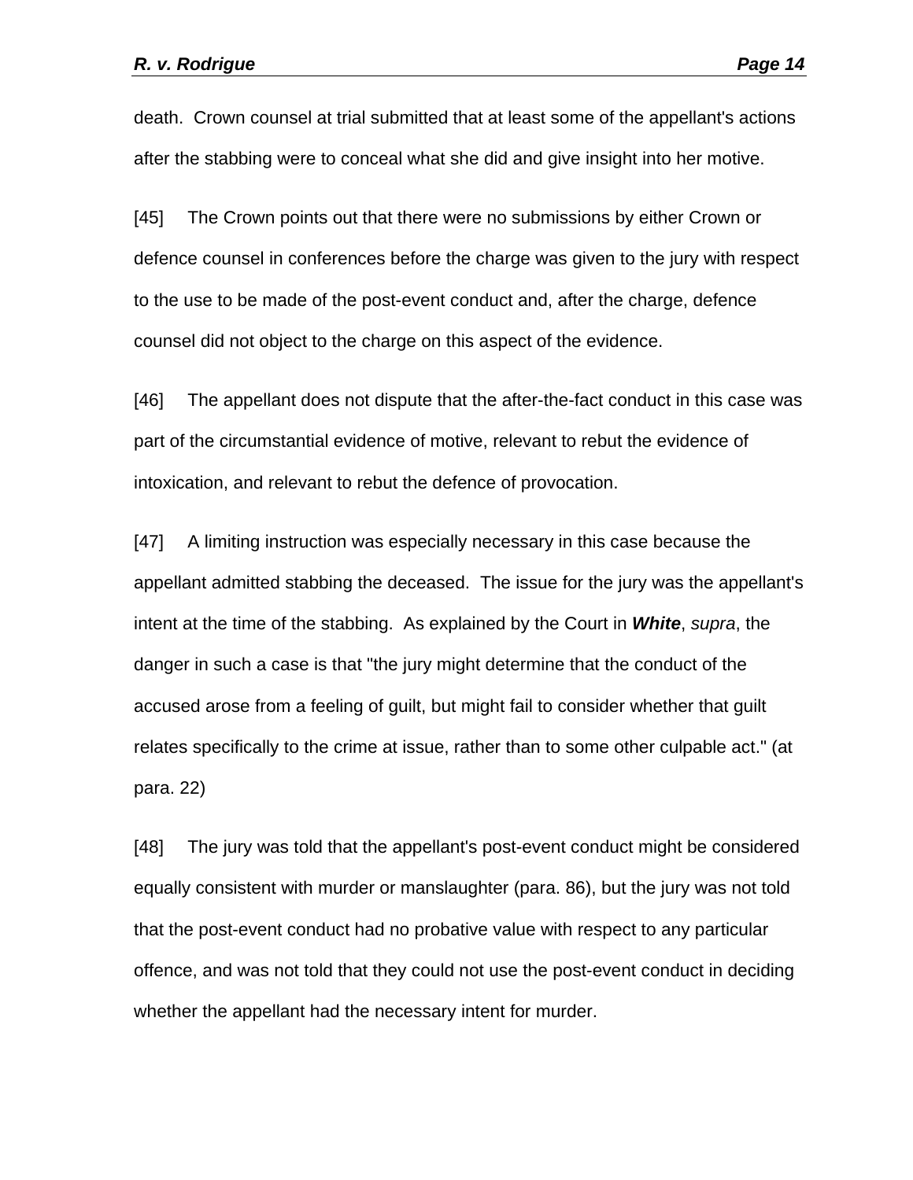death. Crown counsel at trial submitted that at least some of the appellant's actions after the stabbing were to conceal what she did and give insight into her motive.

[45] The Crown points out that there were no submissions by either Crown or defence counsel in conferences before the charge was given to the jury with respect to the use to be made of the post-event conduct and, after the charge, defence counsel did not object to the charge on this aspect of the evidence.

[46] The appellant does not dispute that the after-the-fact conduct in this case was part of the circumstantial evidence of motive, relevant to rebut the evidence of intoxication, and relevant to rebut the defence of provocation.

[47] A limiting instruction was especially necessary in this case because the appellant admitted stabbing the deceased. The issue for the jury was the appellant's intent at the time of the stabbing. As explained by the Court in ***White***, *supra*, the danger in such a case is that "the jury might determine that the conduct of the accused arose from a feeling of guilt, but might fail to consider whether that guilt relates specifically to the crime at issue, rather than to some other culpable act." (at para. 22)

[48] The jury was told that the appellant's post-event conduct might be considered equally consistent with murder or manslaughter (para. 86), but the jury was not told that the post-event conduct had no probative value with respect to any particular offence, and was not told that they could not use the post-event conduct in deciding whether the appellant had the necessary intent for murder.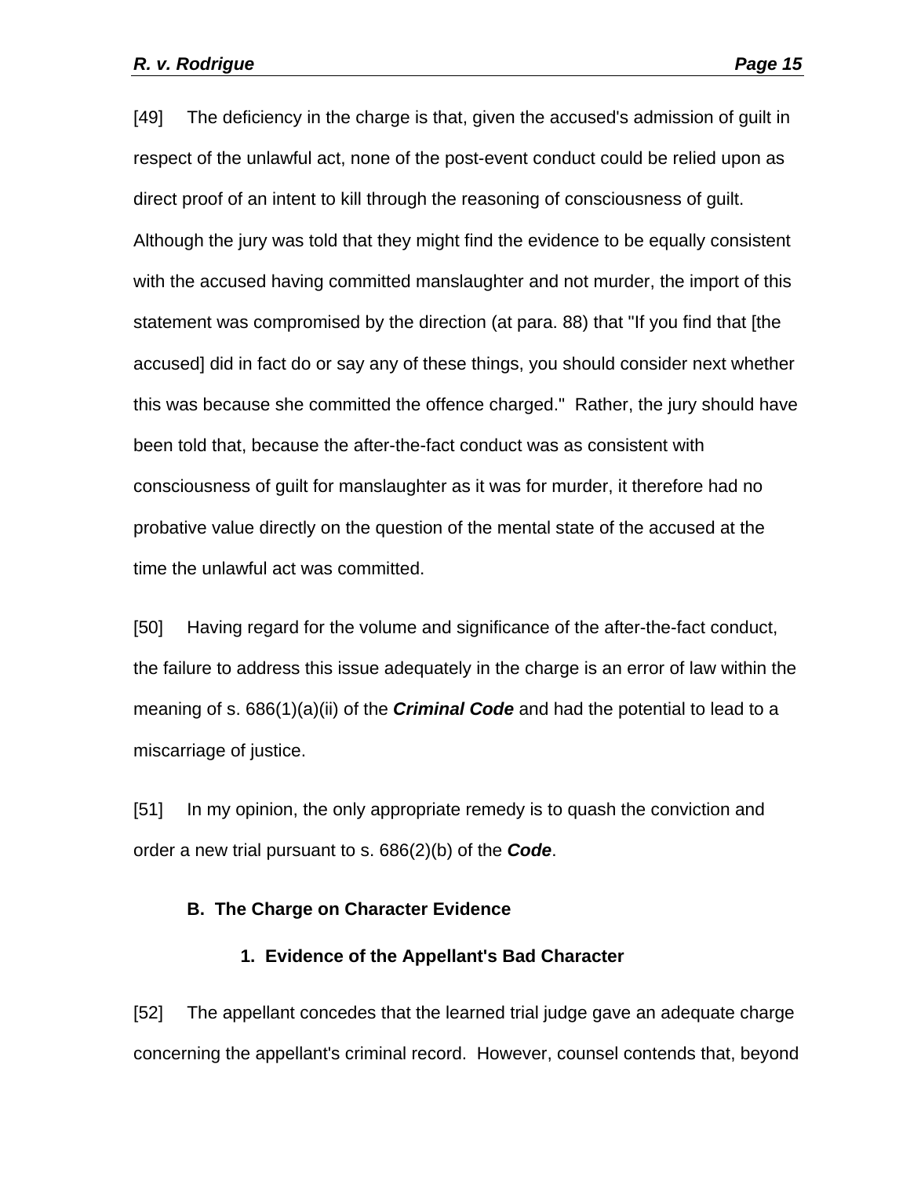[49] The deficiency in the charge is that, given the accused's admission of guilt in respect of the unlawful act, none of the post-event conduct could be relied upon as direct proof of an intent to kill through the reasoning of consciousness of guilt. Although the jury was told that they might find the evidence to be equally consistent with the accused having committed manslaughter and not murder, the import of this statement was compromised by the direction (at para. 88) that "If you find that [the accused] did in fact do or say any of these things, you should consider next whether this was because she committed the offence charged." Rather, the jury should have been told that, because the after-the-fact conduct was as consistent with consciousness of guilt for manslaughter as it was for murder, it therefore had no probative value directly on the question of the mental state of the accused at the time the unlawful act was committed.

[50] Having regard for the volume and significance of the after-the-fact conduct, the failure to address this issue adequately in the charge is an error of law within the meaning of s. 686(1)(a)(ii) of the ***Criminal Code*** and had the potential to lead to a miscarriage of justice.

[51] In my opinion, the only appropriate remedy is to quash the conviction and order a new trial pursuant to s. 686(2)(b) of the ***Code***.

### B. The Charge on Character Evidence

#### 1. Evidence of the Appellant's Bad Character

[52] The appellant concedes that the learned trial judge gave an adequate charge concerning the appellant's criminal record. However, counsel contends that, beyond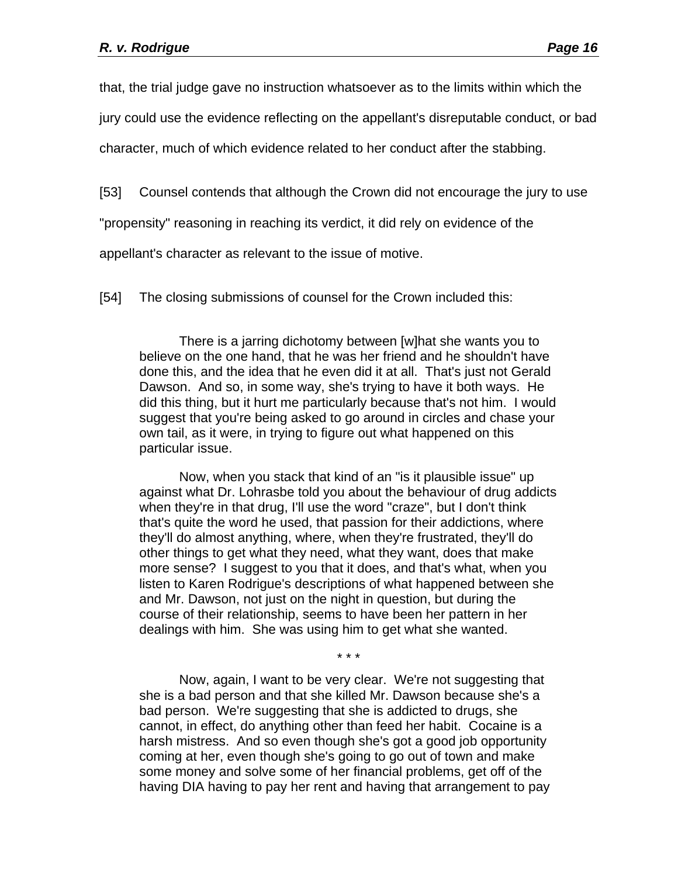that, the trial judge gave no instruction whatsoever as to the limits within which the jury could use the evidence reflecting on the appellant's disreputable conduct, or bad character, much of which evidence related to her conduct after the stabbing.

[53] Counsel contends that although the Crown did not encourage the jury to use "propensity" reasoning in reaching its verdict, it did rely on evidence of the appellant's character as relevant to the issue of motive.

[54] The closing submissions of counsel for the Crown included this:

> There is a jarring dichotomy between [w]hat she wants you to believe on the one hand, that he was her friend and he shouldn't have done this, and the idea that he even did it at all. That's just not Gerald Dawson. And so, in some way, she's trying to have it both ways. He did this thing, but it hurt me particularly because that's not him. I would suggest that you're being asked to go around in circles and chase your own tail, as it were, in trying to figure out what happened on this particular issue.
>
> Now, when you stack that kind of an "is it plausible issue" up against what Dr. Lohrasbe told you about the behaviour of drug addicts when they're in that drug, I'll use the word "craze", but I don't think that's quite the word he used, that passion for their addictions, where they'll do almost anything, where, when they're frustrated, they'll do other things to get what they need, what they want, does that make more sense? I suggest to you that it does, and that's what, when you listen to Karen Rodrigue's descriptions of what happened between she and Mr. Dawson, not just on the night in question, but during the course of their relationship, seems to have been her pattern in her dealings with him. She was using him to get what she wanted.
>
> \* \* \*
>
> Now, again, I want to be very clear. We're not suggesting that she is a bad person and that she killed Mr. Dawson because she's a bad person. We're suggesting that she is addicted to drugs, she cannot, in effect, do anything other than feed her habit. Cocaine is a harsh mistress. And so even though she's got a good job opportunity coming at her, even though she's going to go out of town and make some money and solve some of her financial problems, get off of the having DIA having to pay her rent and having that arrangement to pay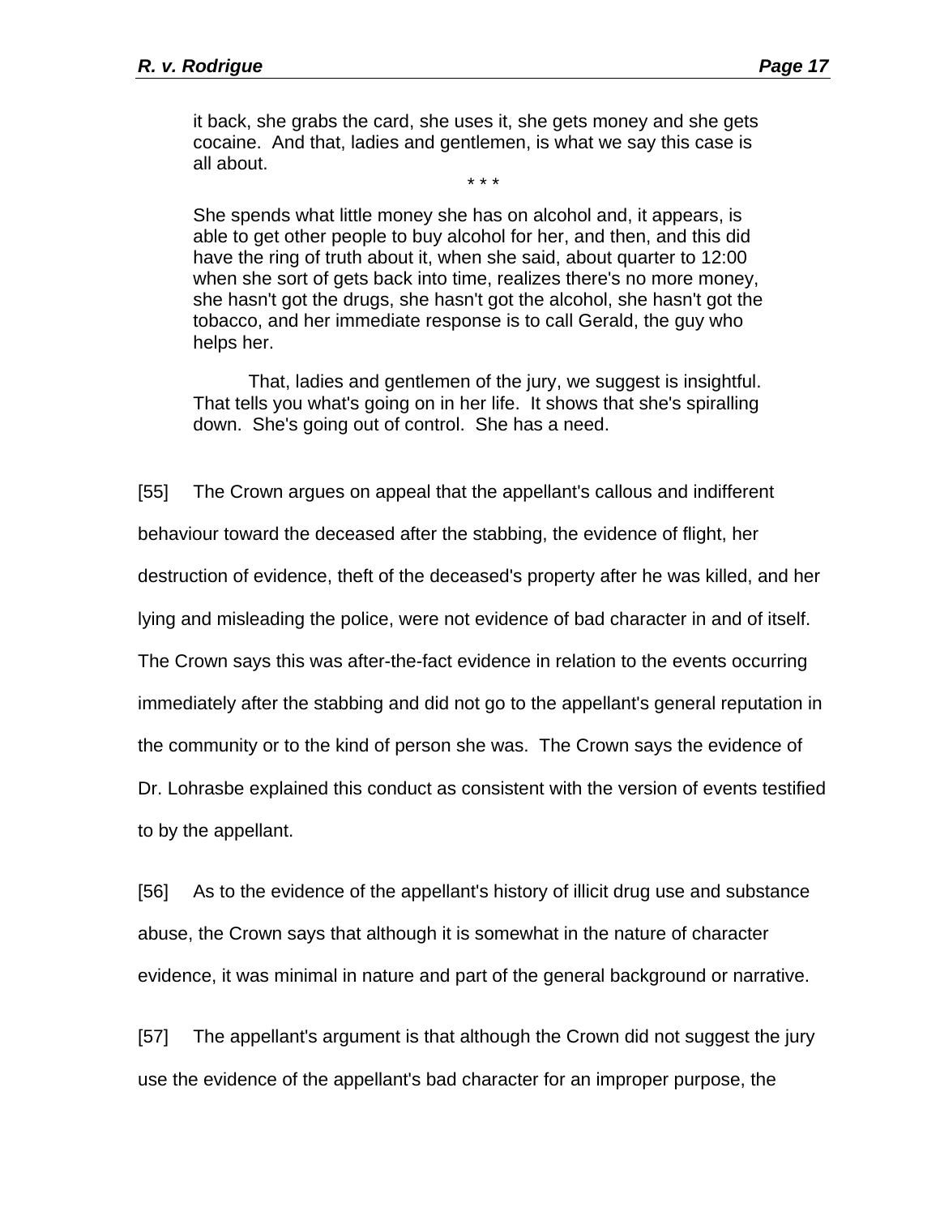> it back, she grabs the card, she uses it, she gets money and she gets cocaine. And that, ladies and gentlemen, is what we say this case is all about.
>
> \* \* \*
>
> She spends what little money she has on alcohol and, it appears, is able to get other people to buy alcohol for her, and then, and this did have the ring of truth about it, when she said, about quarter to 12:00 when she sort of gets back into time, realizes there's no more money, she hasn't got the drugs, she hasn't got the alcohol, she hasn't got the tobacco, and her immediate response is to call Gerald, the guy who helps her.
>
> That, ladies and gentlemen of the jury, we suggest is insightful. That tells you what's going on in her life. It shows that she's spiralling down. She's going out of control. She has a need.

[55] The Crown argues on appeal that the appellant's callous and indifferent behaviour toward the deceased after the stabbing, the evidence of flight, her destruction of evidence, theft of the deceased's property after he was killed, and her lying and misleading the police, were not evidence of bad character in and of itself. The Crown says this was after-the-fact evidence in relation to the events occurring immediately after the stabbing and did not go to the appellant's general reputation in the community or to the kind of person she was. The Crown says the evidence of Dr. Lohrasbe explained this conduct as consistent with the version of events testified to by the appellant.

[56] As to the evidence of the appellant's history of illicit drug use and substance abuse, the Crown says that although it is somewhat in the nature of character evidence, it was minimal in nature and part of the general background or narrative.

[57] The appellant's argument is that although the Crown did not suggest the jury use the evidence of the appellant's bad character for an improper purpose, the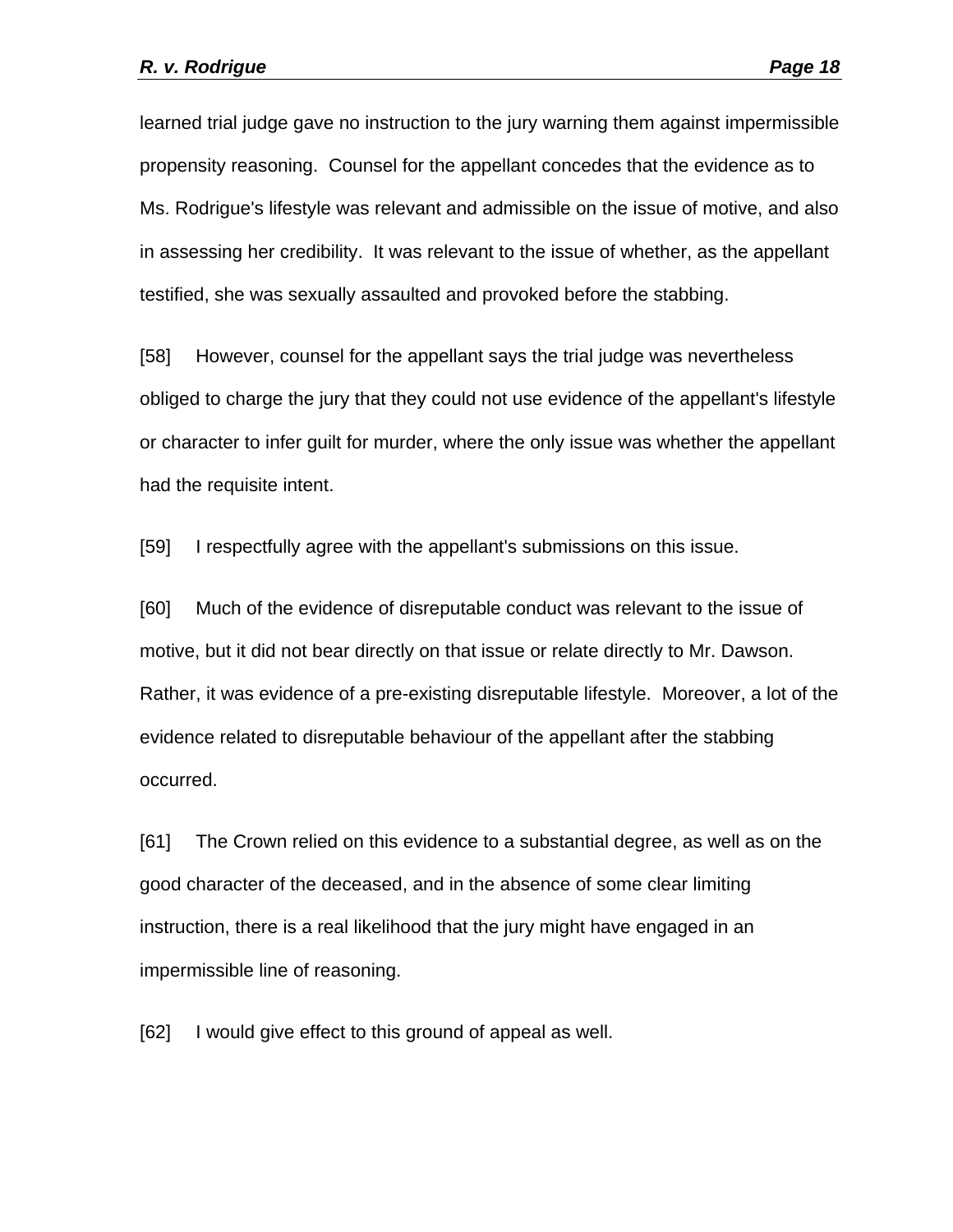learned trial judge gave no instruction to the jury warning them against impermissible propensity reasoning. Counsel for the appellant concedes that the evidence as to Ms. Rodrigue's lifestyle was relevant and admissible on the issue of motive, and also in assessing her credibility. It was relevant to the issue of whether, as the appellant testified, she was sexually assaulted and provoked before the stabbing.

[58] However, counsel for the appellant says the trial judge was nevertheless obliged to charge the jury that they could not use evidence of the appellant's lifestyle or character to infer guilt for murder, where the only issue was whether the appellant had the requisite intent.

[59] I respectfully agree with the appellant's submissions on this issue.

[60] Much of the evidence of disreputable conduct was relevant to the issue of motive, but it did not bear directly on that issue or relate directly to Mr. Dawson. Rather, it was evidence of a pre-existing disreputable lifestyle. Moreover, a lot of the evidence related to disreputable behaviour of the appellant after the stabbing occurred.

[61] The Crown relied on this evidence to a substantial degree, as well as on the good character of the deceased, and in the absence of some clear limiting instruction, there is a real likelihood that the jury might have engaged in an impermissible line of reasoning.

[62] I would give effect to this ground of appeal as well.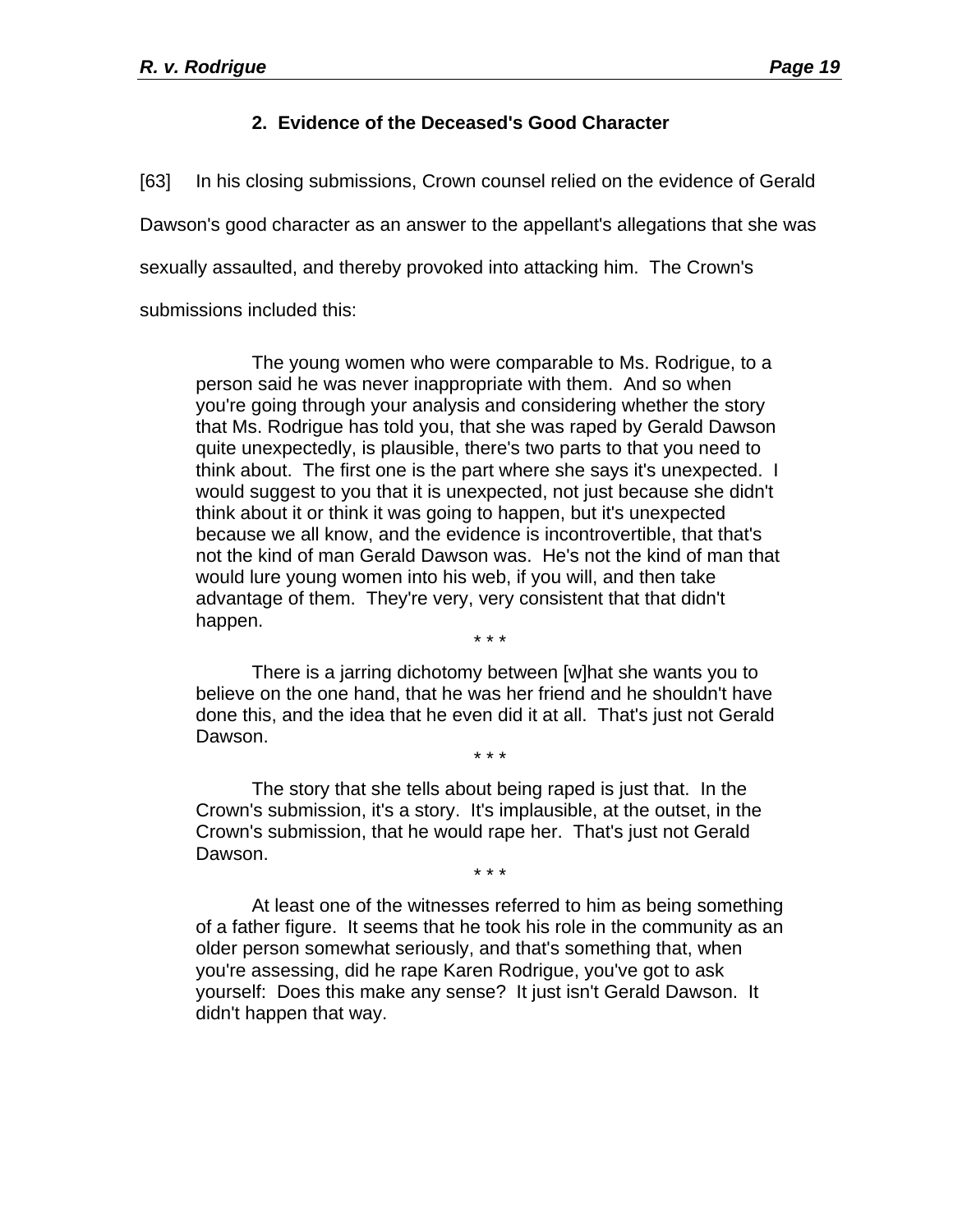### 2. Evidence of the Deceased's Good Character

[63] In his closing submissions, Crown counsel relied on the evidence of Gerald Dawson's good character as an answer to the appellant's allegations that she was sexually assaulted, and thereby provoked into attacking him. The Crown's submissions included this:

> The young women who were comparable to Ms. Rodrigue, to a person said he was never inappropriate with them. And so when you're going through your analysis and considering whether the story that Ms. Rodrigue has told you, that she was raped by Gerald Dawson quite unexpectedly, is plausible, there's two parts to that you need to think about. The first one is the part where she says it's unexpected. I would suggest to you that it is unexpected, not just because she didn't think about it or think it was going to happen, but it's unexpected because we all know, and the evidence is incontrovertible, that that's not the kind of man Gerald Dawson was. He's not the kind of man that would lure young women into his web, if you will, and then take advantage of them. They're very, very consistent that that didn't happen.
>
> \* \* \*
>
> There is a jarring dichotomy between [w]hat she wants you to believe on the one hand, that he was her friend and he shouldn't have done this, and the idea that he even did it at all. That's just not Gerald Dawson.
>
> \* \* \*
>
> The story that she tells about being raped is just that. In the Crown's submission, it's a story. It's implausible, at the outset, in the Crown's submission, that he would rape her. That's just not Gerald Dawson.
>
> \* \* \*
>
> At least one of the witnesses referred to him as being something of a father figure. It seems that he took his role in the community as an older person somewhat seriously, and that's something that, when you're assessing, did he rape Karen Rodrigue, you've got to ask yourself: Does this make any sense? It just isn't Gerald Dawson. It didn't happen that way.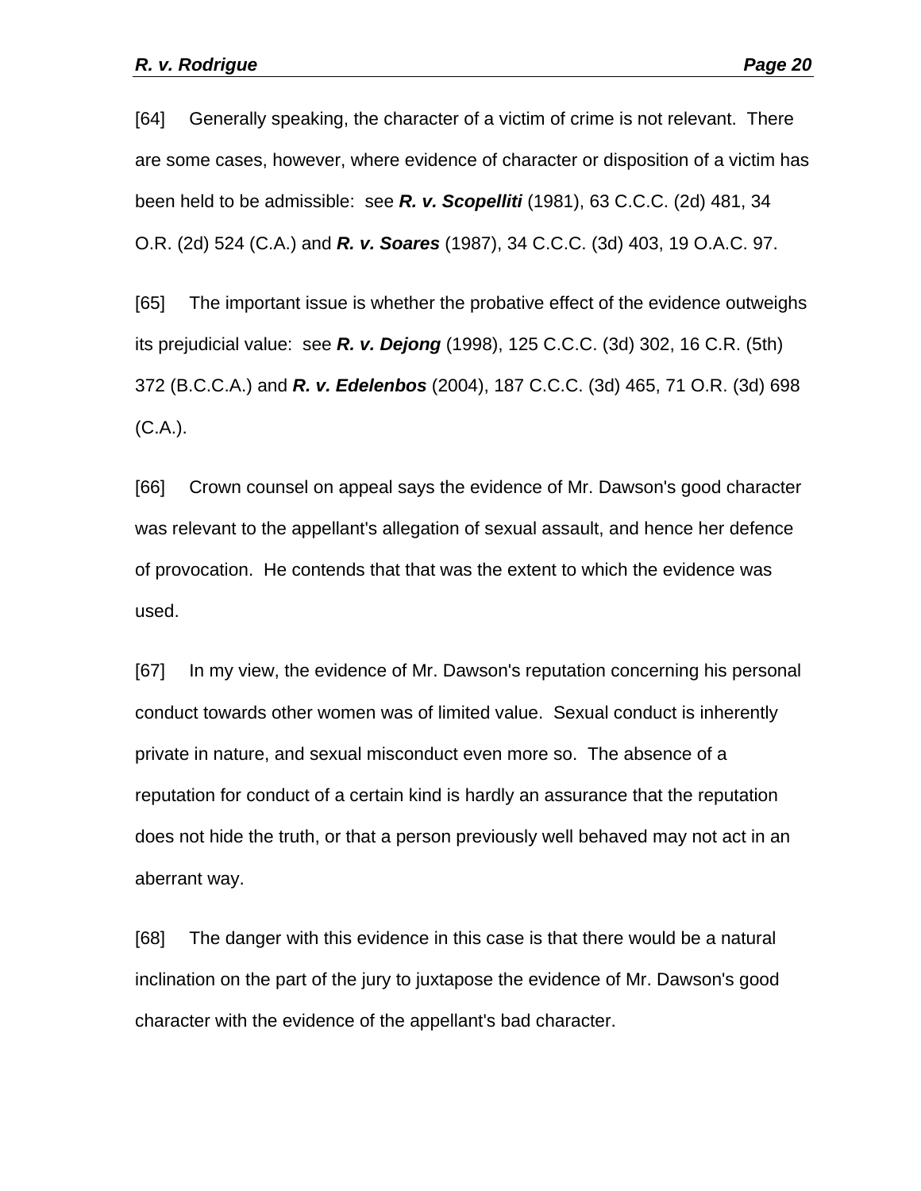[64] Generally speaking, the character of a victim of crime is not relevant. There are some cases, however, where evidence of character or disposition of a victim has been held to be admissible: see ***R. v. Scopelliti*** (1981), 63 C.C.C. (2d) 481, 34 O.R. (2d) 524 (C.A.) and ***R. v. Soares*** (1987), 34 C.C.C. (3d) 403, 19 O.A.C. 97.

[65] The important issue is whether the probative effect of the evidence outweighs its prejudicial value: see ***R. v. Dejong*** (1998), 125 C.C.C. (3d) 302, 16 C.R. (5th) 372 (B.C.C.A.) and ***R. v. Edelenbos*** (2004), 187 C.C.C. (3d) 465, 71 O.R. (3d) 698 (C.A.).

[66] Crown counsel on appeal says the evidence of Mr. Dawson's good character was relevant to the appellant's allegation of sexual assault, and hence her defence of provocation. He contends that that was the extent to which the evidence was used.

[67] In my view, the evidence of Mr. Dawson's reputation concerning his personal conduct towards other women was of limited value. Sexual conduct is inherently private in nature, and sexual misconduct even more so. The absence of a reputation for conduct of a certain kind is hardly an assurance that the reputation does not hide the truth, or that a person previously well behaved may not act in an aberrant way.

[68] The danger with this evidence in this case is that there would be a natural inclination on the part of the jury to juxtapose the evidence of Mr. Dawson's good character with the evidence of the appellant's bad character.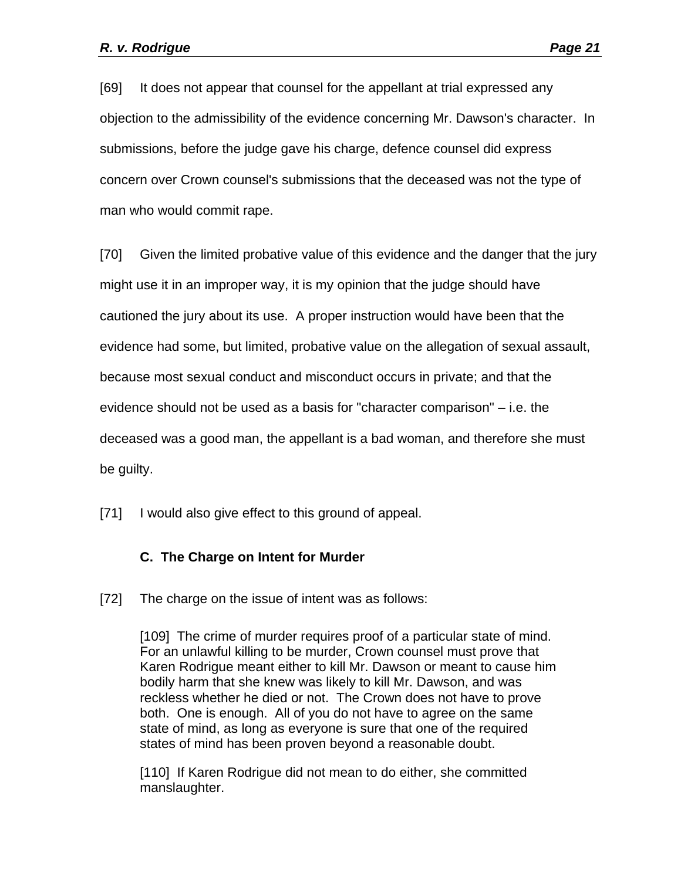[69] It does not appear that counsel for the appellant at trial expressed any objection to the admissibility of the evidence concerning Mr. Dawson's character. In submissions, before the judge gave his charge, defence counsel did express concern over Crown counsel's submissions that the deceased was not the type of man who would commit rape.

[70] Given the limited probative value of this evidence and the danger that the jury might use it in an improper way, it is my opinion that the judge should have cautioned the jury about its use. A proper instruction would have been that the evidence had some, but limited, probative value on the allegation of sexual assault, because most sexual conduct and misconduct occurs in private; and that the evidence should not be used as a basis for "character comparison" – i.e. the deceased was a good man, the appellant is a bad woman, and therefore she must be guilty.

[71] I would also give effect to this ground of appeal.

### C. The Charge on Intent for Murder

[72] The charge on the issue of intent was as follows:

> [109] The crime of murder requires proof of a particular state of mind. For an unlawful killing to be murder, Crown counsel must prove that Karen Rodrigue meant either to kill Mr. Dawson or meant to cause him bodily harm that she knew was likely to kill Mr. Dawson, and was reckless whether he died or not. The Crown does not have to prove both. One is enough. All of you do not have to agree on the same state of mind, as long as everyone is sure that one of the required states of mind has been proven beyond a reasonable doubt.
>
> [110] If Karen Rodrigue did not mean to do either, she committed manslaughter.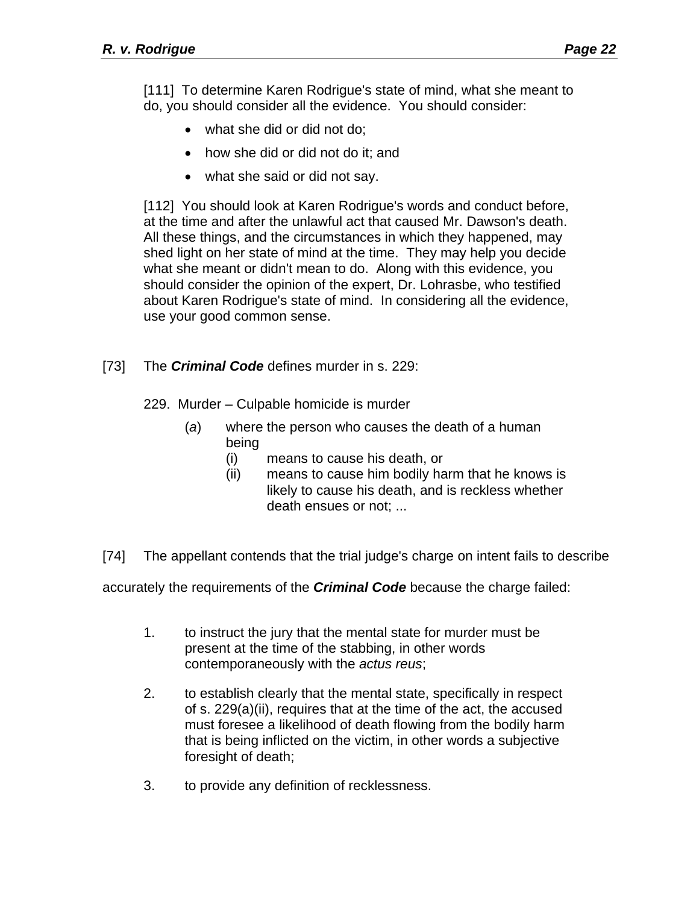> [111] To determine Karen Rodrigue's state of mind, what she meant to do, you should consider all the evidence. You should consider:
>
> - what she did or did not do;
> - how she did or did not do it; and
> - what she said or did not say.
>
> [112] You should look at Karen Rodrigue's words and conduct before, at the time and after the unlawful act that caused Mr. Dawson's death. All these things, and the circumstances in which they happened, may shed light on her state of mind at the time. They may help you decide what she meant or didn't mean to do. Along with this evidence, you should consider the opinion of the expert, Dr. Lohrasbe, who testified about Karen Rodrigue's state of mind. In considering all the evidence, use your good common sense.

[73] The ***Criminal Code*** defines murder in s. 229:

> 229. Murder – Culpable homicide is murder
>
> (*a*) where the person who causes the death of a human being
>
> (i) means to cause his death, or
>
> (ii) means to cause him bodily harm that he knows is likely to cause his death, and is reckless whether death ensues or not; ...

[74] The appellant contends that the trial judge's charge on intent fails to describe accurately the requirements of the ***Criminal Code*** because the charge failed:

> 1. to instruct the jury that the mental state for murder must be present at the time of the stabbing, in other words contemporaneously with the *actus reus*;
>
> 2. to establish clearly that the mental state, specifically in respect of s. 229(a)(ii), requires that at the time of the act, the accused must foresee a likelihood of death flowing from the bodily harm that is being inflicted on the victim, in other words a subjective foresight of death;
>
> 3. to provide any definition of recklessness.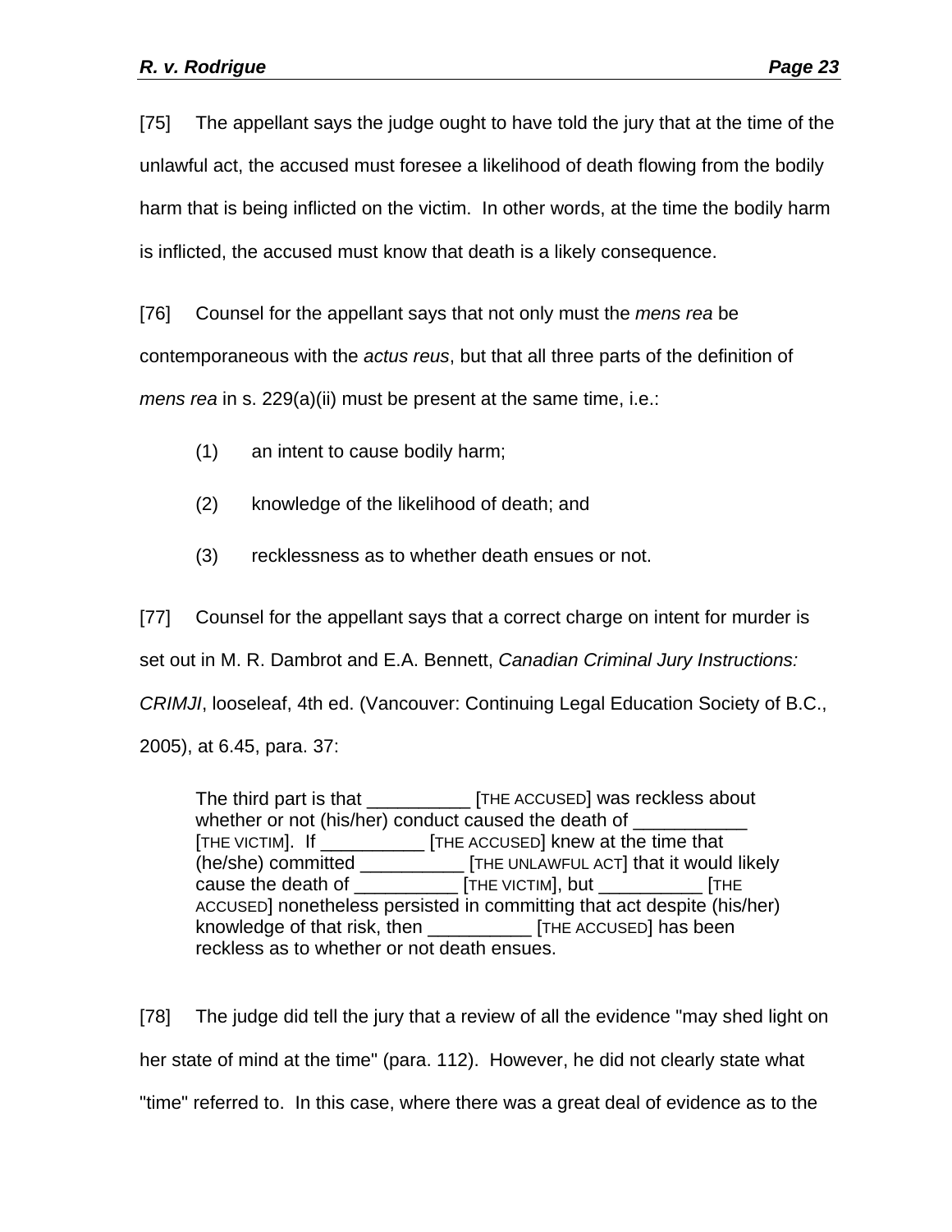[75] The appellant says the judge ought to have told the jury that at the time of the unlawful act, the accused must foresee a likelihood of death flowing from the bodily harm that is being inflicted on the victim. In other words, at the time the bodily harm is inflicted, the accused must know that death is a likely consequence.

[76] Counsel for the appellant says that not only must the *mens rea* be contemporaneous with the *actus reus*, but that all three parts of the definition of *mens rea* in s. 229(a)(ii) must be present at the same time, i.e.:

(1) an intent to cause bodily harm;

(2) knowledge of the likelihood of death; and

(3) recklessness as to whether death ensues or not.

[77] Counsel for the appellant says that a correct charge on intent for murder is set out in M. R. Dambrot and E.A. Bennett, *Canadian Criminal Jury Instructions: CRIMJI*, looseleaf, 4th ed. (Vancouver: Continuing Legal Education Society of B.C., 2005), at 6.45, para. 37:

> The third part is that __________ [THE ACCUSED] was reckless about whether or not (his/her) conduct caused the death of ___________ [THE VICTIM]. If __________ [THE ACCUSED] knew at the time that (he/she) committed __________ [THE UNLAWFUL ACT] that it would likely cause the death of __________ [THE VICTIM], but __________ [THE ACCUSED] nonetheless persisted in committing that act despite (his/her) knowledge of that risk, then __________ [THE ACCUSED] has been reckless as to whether or not death ensues.

[78] The judge did tell the jury that a review of all the evidence "may shed light on her state of mind at the time" (para. 112). However, he did not clearly state what "time" referred to. In this case, where there was a great deal of evidence as to the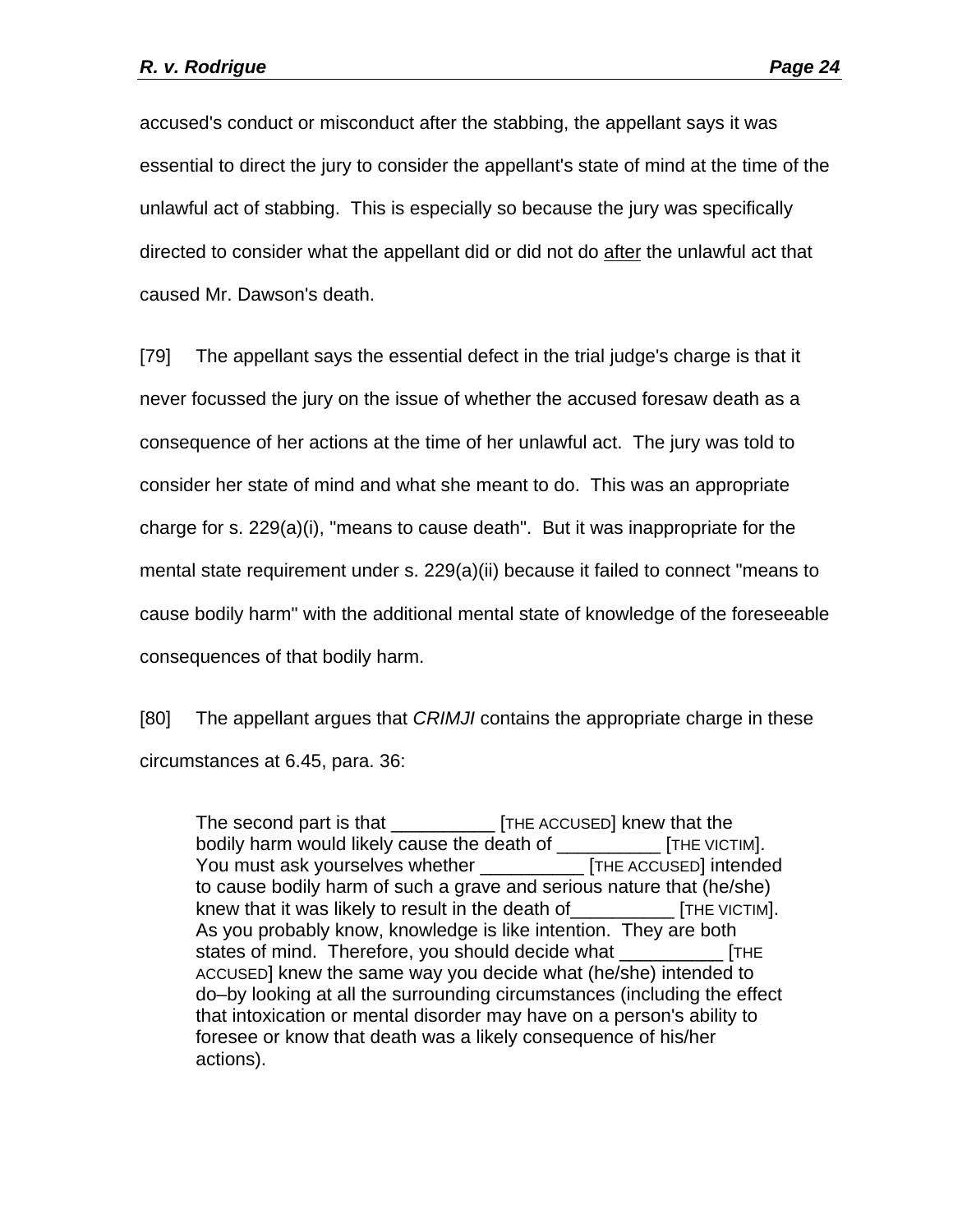accused's conduct or misconduct after the stabbing, the appellant says it was essential to direct the jury to consider the appellant's state of mind at the time of the unlawful act of stabbing. This is especially so because the jury was specifically directed to consider what the appellant did or did not do <u>after</u> the unlawful act that caused Mr. Dawson's death.

[79] The appellant says the essential defect in the trial judge's charge is that it never focussed the jury on the issue of whether the accused foresaw death as a consequence of her actions at the time of her unlawful act. The jury was told to consider her state of mind and what she meant to do. This was an appropriate charge for s. 229(a)(i), "means to cause death". But it was inappropriate for the mental state requirement under s. 229(a)(ii) because it failed to connect "means to cause bodily harm" with the additional mental state of knowledge of the foreseeable consequences of that bodily harm.

[80] The appellant argues that *CRIMJI* contains the appropriate charge in these circumstances at 6.45, para. 36:

> The second part is that __________ [THE ACCUSED] knew that the bodily harm would likely cause the death of __________ [THE VICTIM]. You must ask yourselves whether __________ [THE ACCUSED] intended to cause bodily harm of such a grave and serious nature that (he/she) knew that it was likely to result in the death of__________ [THE VICTIM]. As you probably know, knowledge is like intention. They are both states of mind. Therefore, you should decide what __________ [THE ACCUSED] knew the same way you decide what (he/she) intended to do–by looking at all the surrounding circumstances (including the effect that intoxication or mental disorder may have on a person's ability to foresee or know that death was a likely consequence of his/her actions).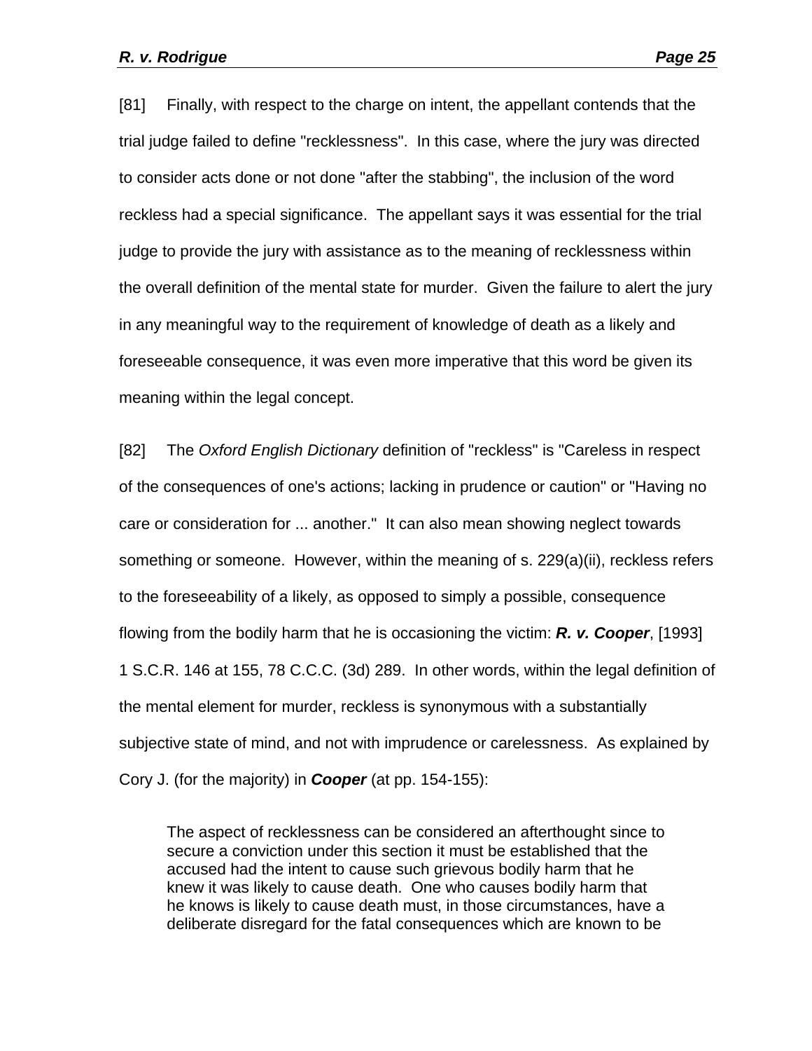[81] Finally, with respect to the charge on intent, the appellant contends that the trial judge failed to define "recklessness". In this case, where the jury was directed to consider acts done or not done "after the stabbing", the inclusion of the word reckless had a special significance. The appellant says it was essential for the trial judge to provide the jury with assistance as to the meaning of recklessness within the overall definition of the mental state for murder. Given the failure to alert the jury in any meaningful way to the requirement of knowledge of death as a likely and foreseeable consequence, it was even more imperative that this word be given its meaning within the legal concept.

[82] The *Oxford English Dictionary* definition of "reckless" is "Careless in respect of the consequences of one's actions; lacking in prudence or caution" or "Having no care or consideration for ... another." It can also mean showing neglect towards something or someone. However, within the meaning of s. 229(a)(ii), reckless refers to the foreseeability of a likely, as opposed to simply a possible, consequence flowing from the bodily harm that he is occasioning the victim: ***R. v. Cooper***, [1993] 1 S.C.R. 146 at 155, 78 C.C.C. (3d) 289. In other words, within the legal definition of the mental element for murder, reckless is synonymous with a substantially subjective state of mind, and not with imprudence or carelessness. As explained by Cory J. (for the majority) in ***Cooper*** (at pp. 154-155):

> The aspect of recklessness can be considered an afterthought since to secure a conviction under this section it must be established that the accused had the intent to cause such grievous bodily harm that he knew it was likely to cause death. One who causes bodily harm that he knows is likely to cause death must, in those circumstances, have a deliberate disregard for the fatal consequences which are known to be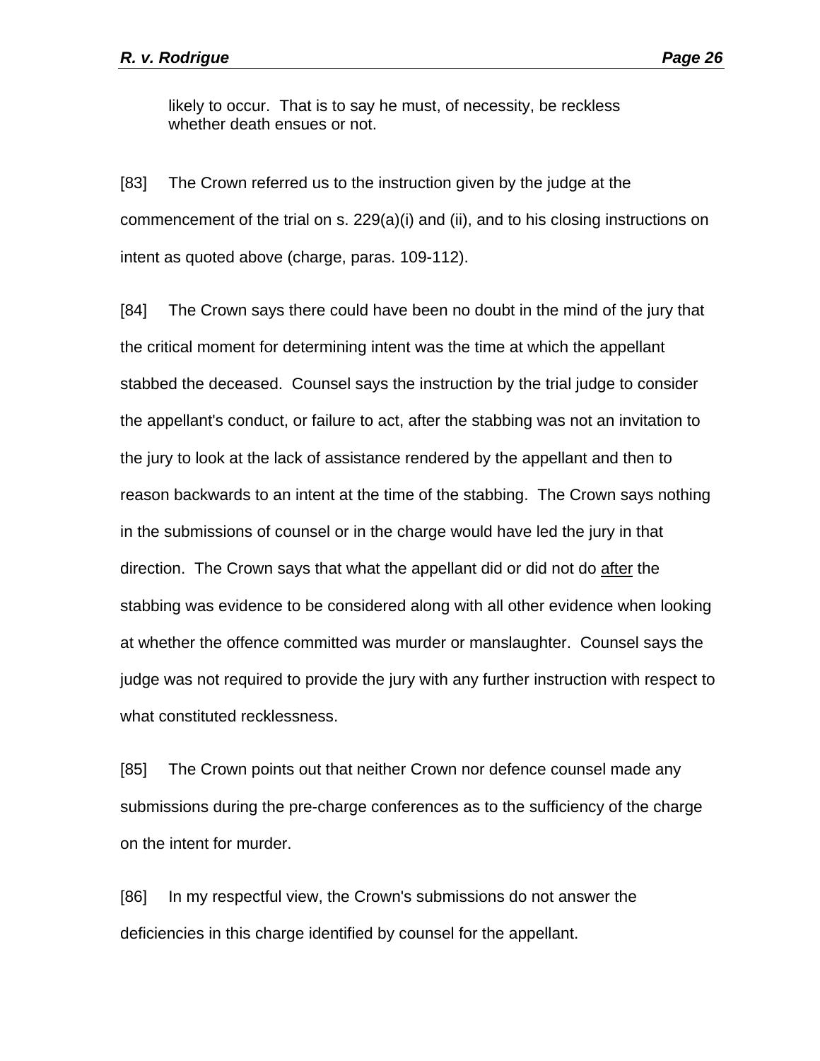> likely to occur. That is to say he must, of necessity, be reckless whether death ensues or not.

[83] The Crown referred us to the instruction given by the judge at the commencement of the trial on s. 229(a)(i) and (ii), and to his closing instructions on intent as quoted above (charge, paras. 109-112).

[84] The Crown says there could have been no doubt in the mind of the jury that the critical moment for determining intent was the time at which the appellant stabbed the deceased. Counsel says the instruction by the trial judge to consider the appellant's conduct, or failure to act, after the stabbing was not an invitation to the jury to look at the lack of assistance rendered by the appellant and then to reason backwards to an intent at the time of the stabbing. The Crown says nothing in the submissions of counsel or in the charge would have led the jury in that direction. The Crown says that what the appellant did or did not do <u>after</u> the stabbing was evidence to be considered along with all other evidence when looking at whether the offence committed was murder or manslaughter. Counsel says the judge was not required to provide the jury with any further instruction with respect to what constituted recklessness.

[85] The Crown points out that neither Crown nor defence counsel made any submissions during the pre-charge conferences as to the sufficiency of the charge on the intent for murder.

[86] In my respectful view, the Crown's submissions do not answer the deficiencies in this charge identified by counsel for the appellant.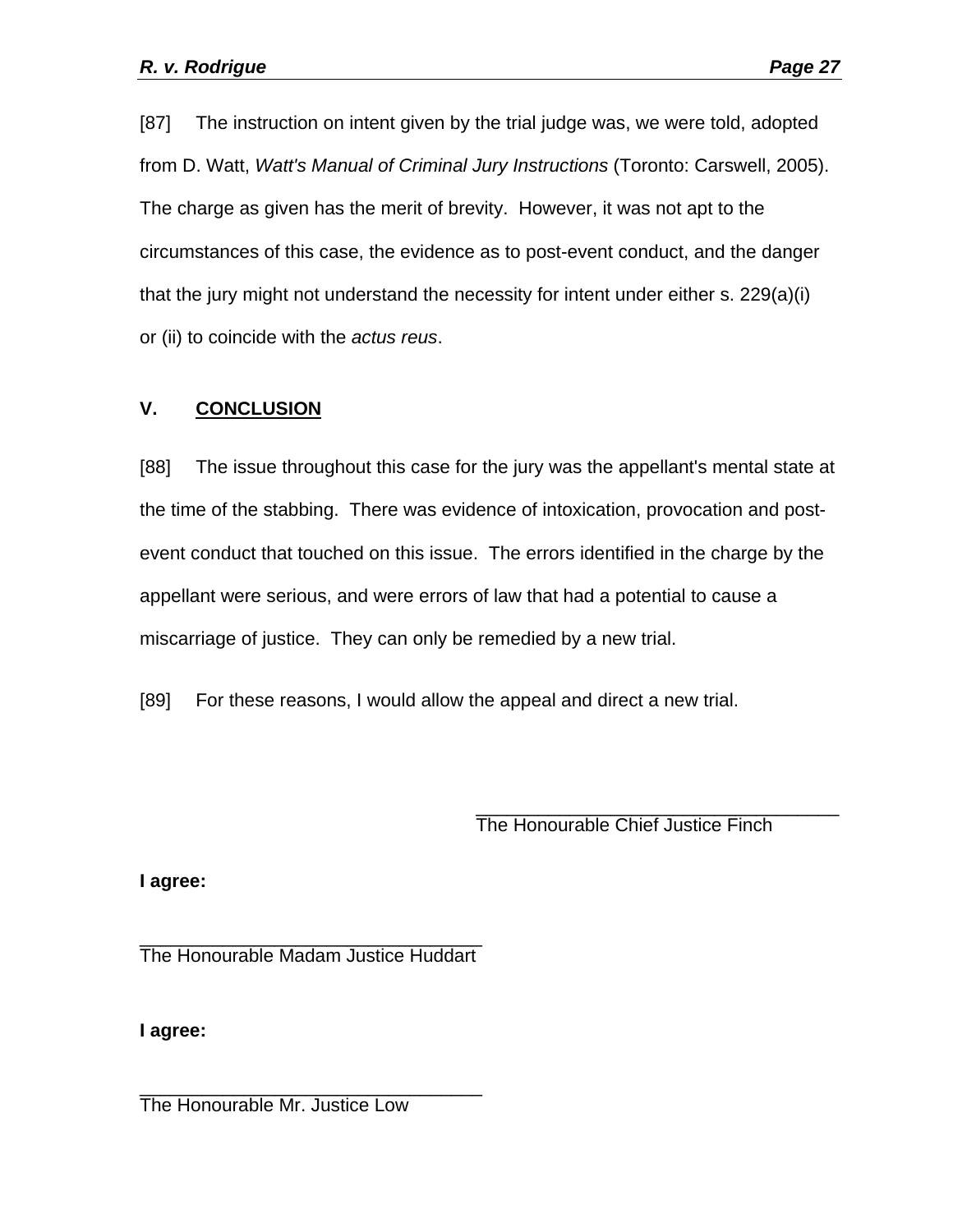[87] The instruction on intent given by the trial judge was, we were told, adopted from D. Watt, *Watt's Manual of Criminal Jury Instructions* (Toronto: Carswell, 2005). The charge as given has the merit of brevity. However, it was not apt to the circumstances of this case, the evidence as to post-event conduct, and the danger that the jury might not understand the necessity for intent under either s. 229(a)(i) or (ii) to coincide with the *actus reus*.

## V. CONCLUSION

[88] The issue throughout this case for the jury was the appellant's mental state at the time of the stabbing. There was evidence of intoxication, provocation and post-event conduct that touched on this issue. The errors identified in the charge by the appellant were serious, and were errors of law that had a potential to cause a miscarriage of justice. They can only be remedied by a new trial.

[89] For these reasons, I would allow the appeal and direct a new trial.

"The Honourable Chief Justice Finch"

**I agree:**

"The Honourable Madam Justice Huddart"

**I agree:**

"The Honourable Mr. Justice Low"